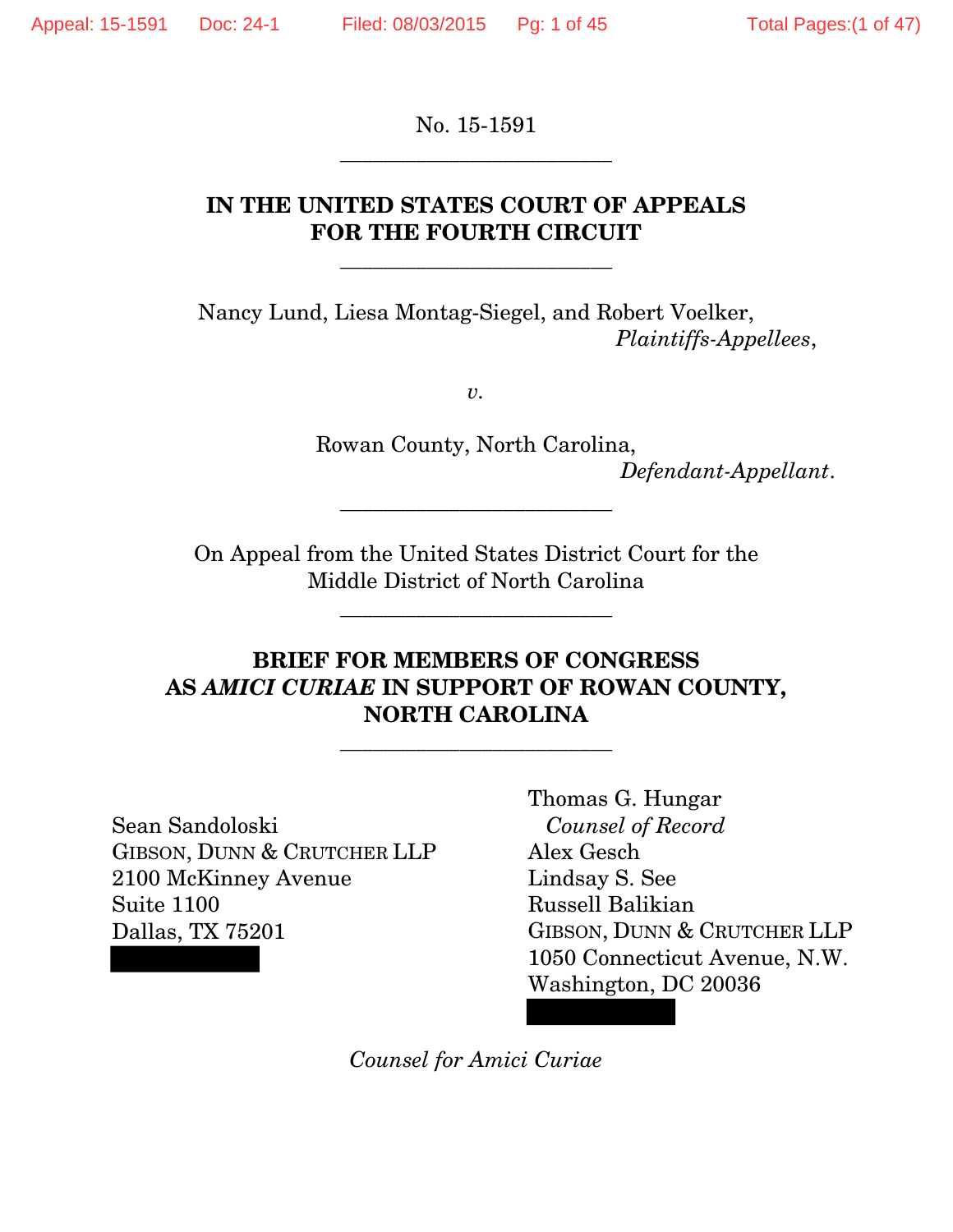No. 15-1591

---

**IN THE UNITED STATES COURT OF APPEALS FOR THE FOURTH CIRCUIT**

---

Nancy Lund, Liesa Montag-Siegel, and Robert Voelker,
*Plaintiffs-Appellees*,

*v.*

Rowan County, North Carolina,
*Defendant-Appellant*.

---

On Appeal from the United States District Court for the Middle District of North Carolina

---

**BRIEF FOR MEMBERS OF CONGRESS AS *AMICI CURIAE* IN SUPPORT OF ROWAN COUNTY, NORTH CAROLINA**

---

Sean Sandoloski
GIBSON, DUNN & CRUTCHER LLP
2100 McKinney Avenue
Suite 1100
Dallas, TX 75201

Thomas G. Hungar
*Counsel of Record*
Alex Gesch
Lindsay S. See
Russell Balikian
GIBSON, DUNN & CRUTCHER LLP
1050 Connecticut Avenue, N.W.
Washington, DC 20036

*Counsel for Amici Curiae*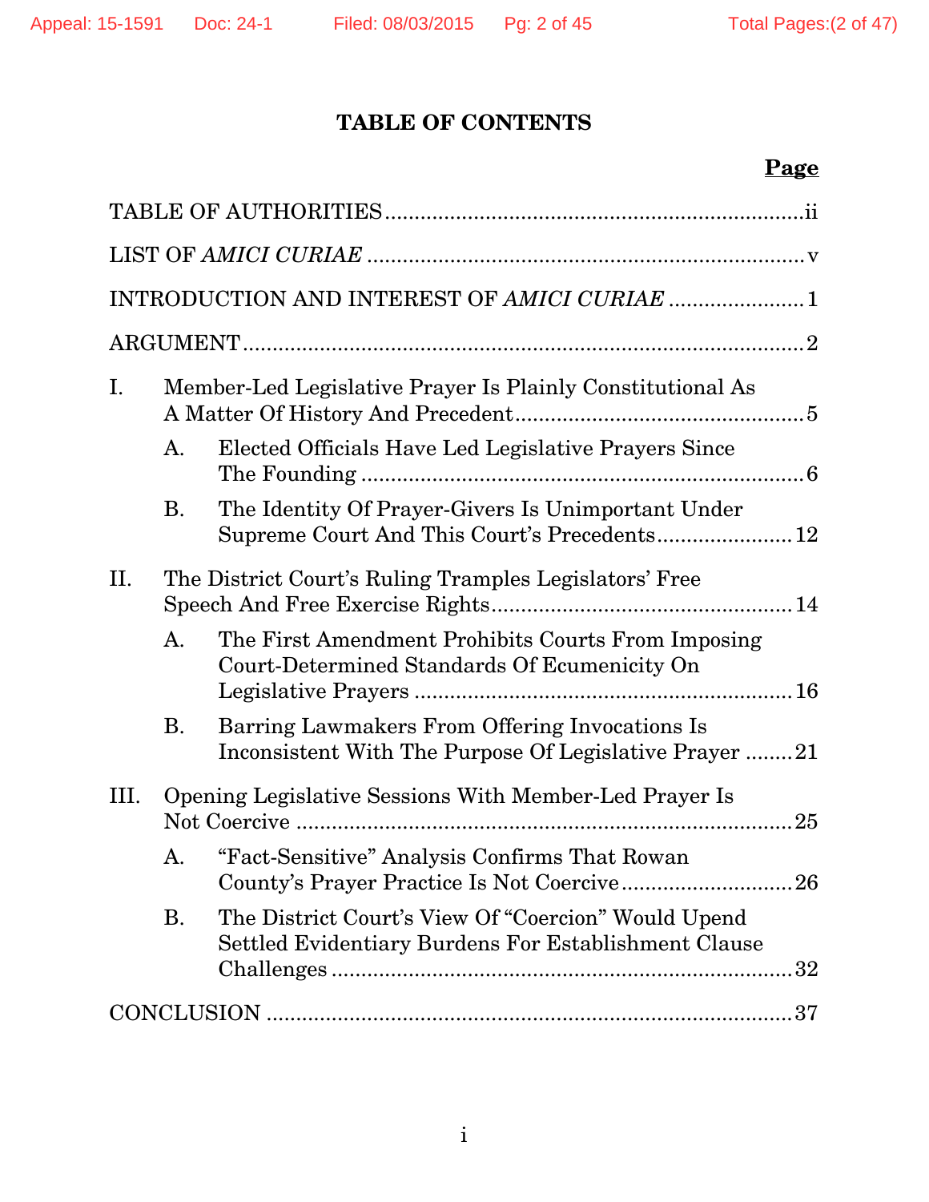# TABLE OF CONTENTS

| | | Page |
|---|---|---|
| TABLE OF AUTHORITIES | | ii |
| LIST OF *AMICI CURIAE* | | v |
| INTRODUCTION AND INTEREST OF *AMICI CURIAE* | | 1 |
| ARGUMENT | | 2 |
| I. | Member-Led Legislative Prayer Is Plainly Constitutional As A Matter Of History And Precedent | 5 |
| | A. Elected Officials Have Led Legislative Prayers Since The Founding | 6 |
| | B. The Identity Of Prayer-Givers Is Unimportant Under Supreme Court And This Court's Precedents | 12 |
| II. | The District Court's Ruling Tramples Legislators' Free Speech And Free Exercise Rights | 14 |
| | A. The First Amendment Prohibits Courts From Imposing Court-Determined Standards Of Ecumenicity On Legislative Prayers | 16 |
| | B. Barring Lawmakers From Offering Invocations Is Inconsistent With The Purpose Of Legislative Prayer | 21 |
| III. | Opening Legislative Sessions With Member-Led Prayer Is Not Coercive | 25 |
| | A. "Fact-Sensitive" Analysis Confirms That Rowan County's Prayer Practice Is Not Coercive | 26 |
| | B. The District Court's View Of "Coercion" Would Upend Settled Evidentiary Burdens For Establishment Clause Challenges | 32 |
| CONCLUSION | | 37 |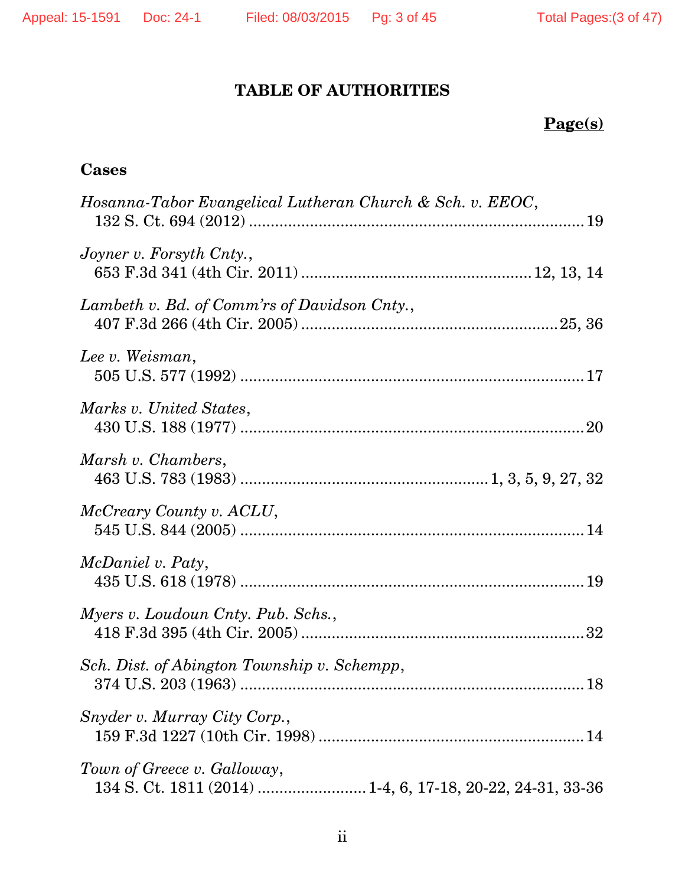# TABLE OF AUTHORITIES

**Page(s)**

**Cases**

*Hosanna-Tabor Evangelical Lutheran Church & Sch. v. EEOC*,
132 S. Ct. 694 (2012) .......................................................................... 19

*Joyner v. Forsyth Cnty.*,
653 F.3d 341 (4th Cir. 2011) .................................................. 12, 13, 14

*Lambeth v. Bd. of Comm'rs of Davidson Cnty.*,
407 F.3d 266 (4th Cir. 2005) ........................................................ 25, 36

*Lee v. Weisman*,
505 U.S. 577 (1992) .............................................................................. 17

*Marks v. United States*,
430 U.S. 188 (1977) .............................................................................. 20

*Marsh v. Chambers*,
463 U.S. 783 (1983) ....................................................... 1, 3, 5, 9, 27, 32

*McCreary County v. ACLU*,
545 U.S. 844 (2005) .............................................................................. 14

*McDaniel v. Paty*,
435 U.S. 618 (1978) .............................................................................. 19

*Myers v. Loudoun Cnty. Pub. Schs.*,
418 F.3d 395 (4th Cir. 2005) ............................................................... 32

*Sch. Dist. of Abington Township v. Schempp*,
374 U.S. 203 (1963) .............................................................................. 18

*Snyder v. Murray City Corp.*,
159 F.3d 1227 (10th Cir. 1998) ........................................................... 14

*Town of Greece v. Galloway*,
134 S. Ct. 1811 (2014) ........................ 1-4, 6, 17-18, 20-22, 24-31, 33-36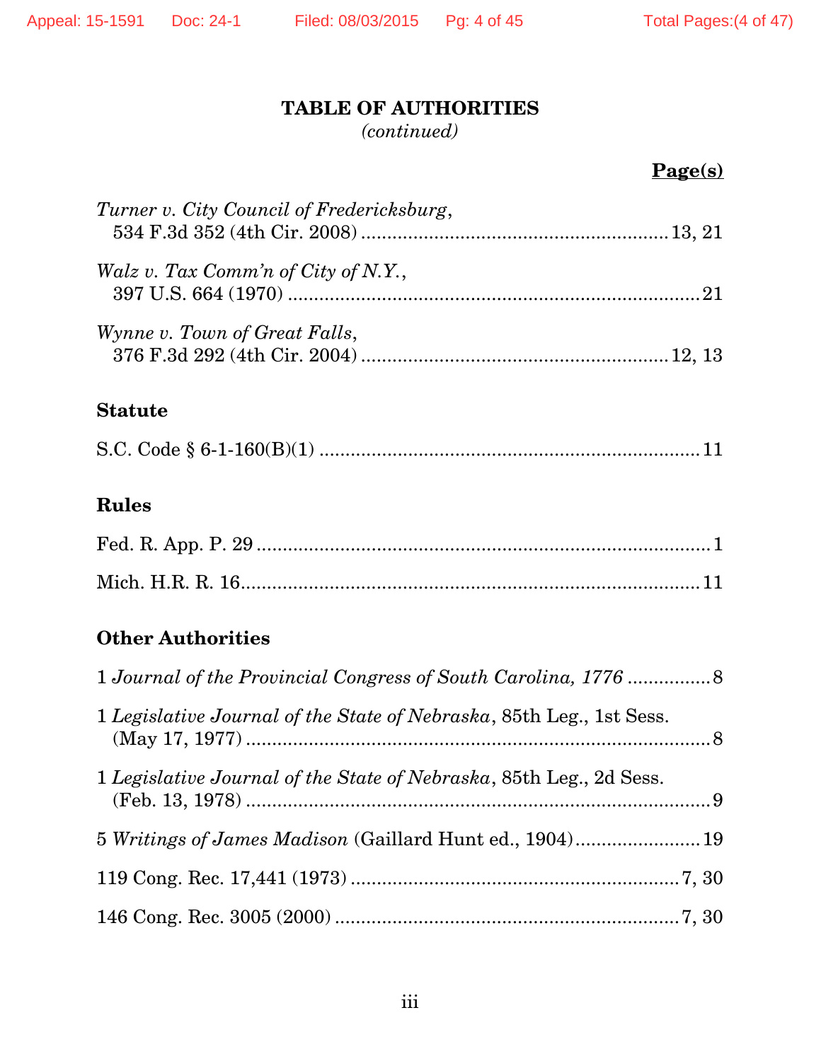**TABLE OF AUTHORITIES**
*(continued)*

**Page(s)**

*Turner v. City Council of Fredericksburg*,
534 F.3d 352 (4th Cir. 2008) .......................................................... 13, 21

*Walz v. Tax Comm'n of City of N.Y.*,
397 U.S. 664 (1970) ............................................................................ 21

*Wynne v. Town of Great Falls*,
376 F.3d 292 (4th Cir. 2004) .......................................................... 12, 13

**Statute**

S.C. Code § 6-1-160(B)(1) ......................................................................... 11

**Rules**

Fed. R. App. P. 29 ...................................................................................... 1

Mich. H.R. R. 16......................................................................................... 11

**Other Authorities**

1 *Journal of the Provincial Congress of South Carolina, 1776* ................ 8

1 *Legislative Journal of the State of Nebraska*, 85th Leg., 1st Sess.
(May 17, 1977) ........................................................................................ 8

1 *Legislative Journal of the State of Nebraska*, 85th Leg., 2d Sess.
(Feb. 13, 1978) ........................................................................................ 9

5 *Writings of James Madison* (Gaillard Hunt ed., 1904)........................ 19

119 Cong. Rec. 17,441 (1973) .............................................................. 7, 30

146 Cong. Rec. 3005 (2000) .................................................................. 7, 30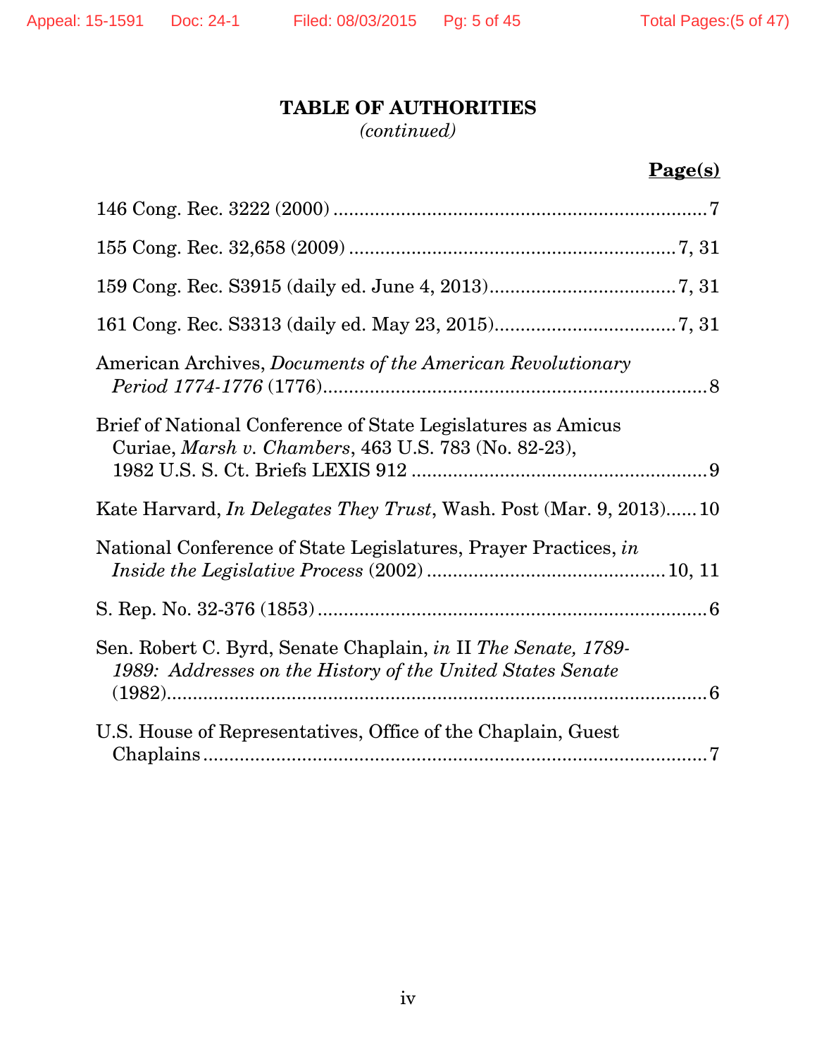**TABLE OF AUTHORITIES**
*(continued)*

**Page(s)**

146 Cong. Rec. 3222 (2000) ........................................................................7

155 Cong. Rec. 32,658 (2009) ..............................................................7, 31

159 Cong. Rec. S3915 (daily ed. June 4, 2013)....................................7, 31

161 Cong. Rec. S3313 (daily ed. May 23, 2015)...................................7, 31

American Archives, *Documents of the American Revolutionary Period 1774-1776* (1776)..........................................................................8

Brief of National Conference of State Legislatures as Amicus Curiae, *Marsh v. Chambers*, 463 U.S. 783 (No. 82-23), 1982 U.S. S. Ct. Briefs LEXIS 912 ..........................................................9

Kate Harvard, *In Delegates They Trust*, Wash. Post (Mar. 9, 2013)......10

National Conference of State Legislatures, Prayer Practices, *in Inside the Legislative Process* (2002) .............................................10, 11

S. Rep. No. 32-376 (1853) ..............................................................................6

Sen. Robert C. Byrd, Senate Chaplain, *in* II *The Senate, 1789-1989: Addresses on the History of the United States Senate* (1982)..........................................................................................6

U.S. House of Representatives, Office of the Chaplain, Guest Chaplains .......................................................................................7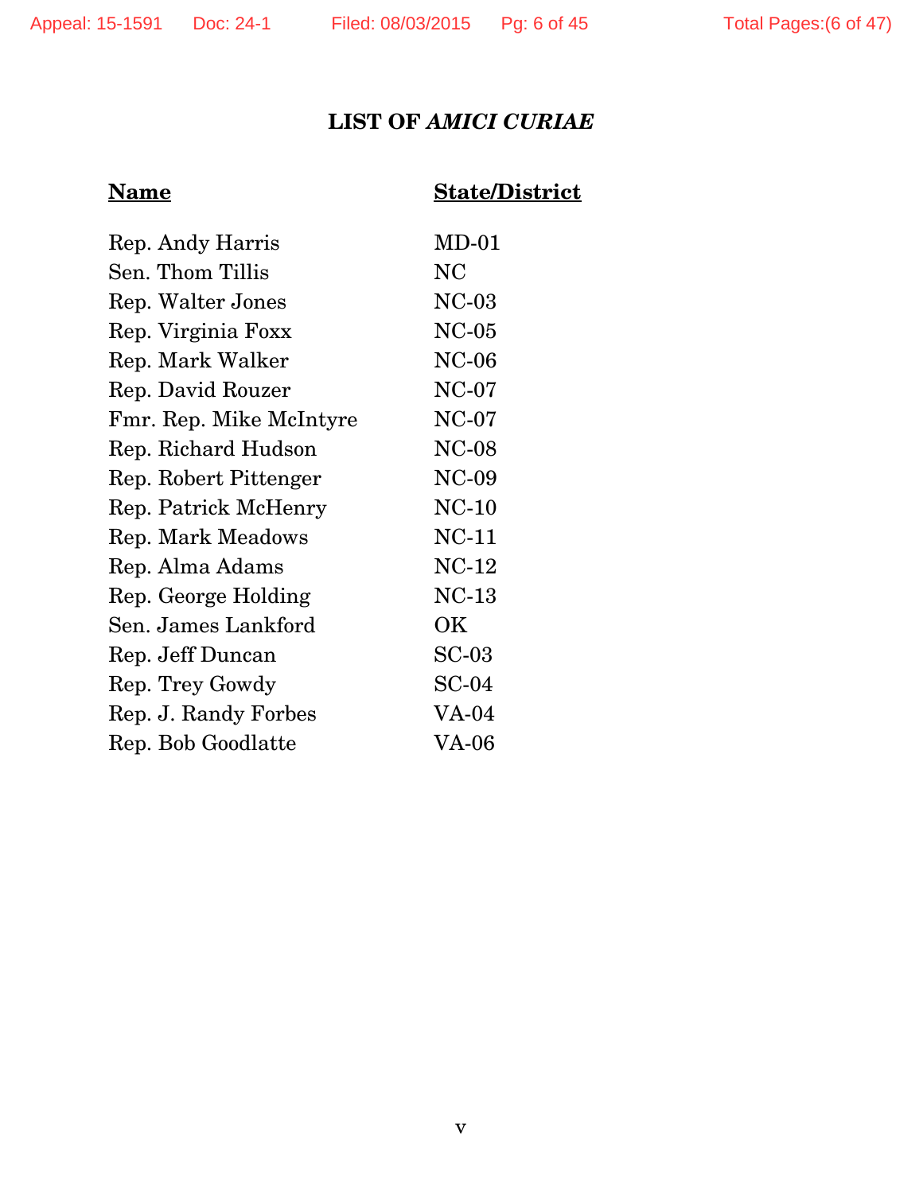# LIST OF *AMICI CURIAE*

| **Name** | **State/District** |
|---|---|
| Rep. Andy Harris | MD-01 |
| Sen. Thom Tillis | NC |
| Rep. Walter Jones | NC-03 |
| Rep. Virginia Foxx | NC-05 |
| Rep. Mark Walker | NC-06 |
| Rep. David Rouzer | NC-07 |
| Fmr. Rep. Mike McIntyre | NC-07 |
| Rep. Richard Hudson | NC-08 |
| Rep. Robert Pittenger | NC-09 |
| Rep. Patrick McHenry | NC-10 |
| Rep. Mark Meadows | NC-11 |
| Rep. Alma Adams | NC-12 |
| Rep. George Holding | NC-13 |
| Sen. James Lankford | OK |
| Rep. Jeff Duncan | SC-03 |
| Rep. Trey Gowdy | SC-04 |
| Rep. J. Randy Forbes | VA-04 |
| Rep. Bob Goodlatte | VA-06 |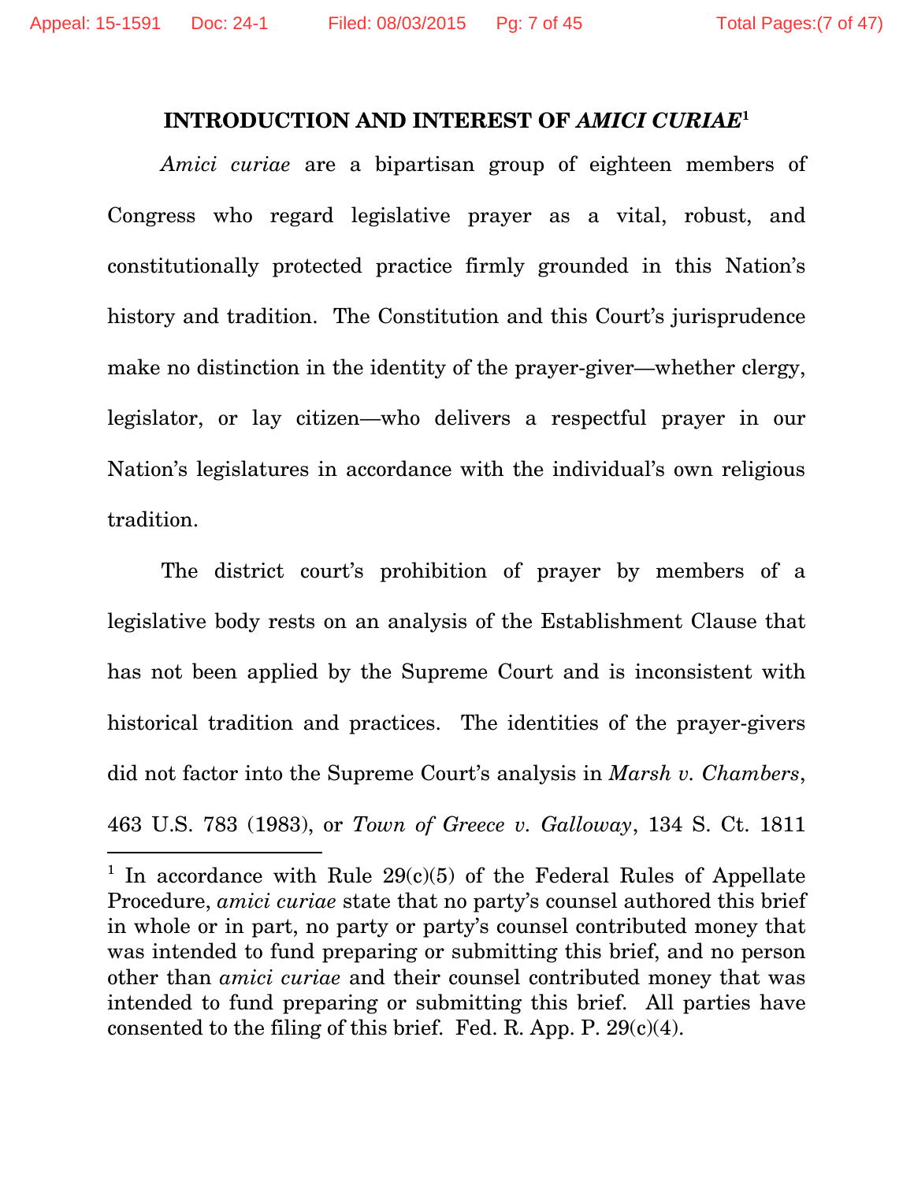# INTRODUCTION AND INTEREST OF *AMICI CURIAE*[1]

*Amici curiae* are a bipartisan group of eighteen members of Congress who regard legislative prayer as a vital, robust, and constitutionally protected practice firmly grounded in this Nation's history and tradition. The Constitution and this Court's jurisprudence make no distinction in the identity of the prayer-giver—whether clergy, legislator, or lay citizen—who delivers a respectful prayer in our Nation's legislatures in accordance with the individual's own religious tradition.

The district court's prohibition of prayer by members of a legislative body rests on an analysis of the Establishment Clause that has not been applied by the Supreme Court and is inconsistent with historical tradition and practices. The identities of the prayer-givers did not factor into the Supreme Court's analysis in *Marsh v. Chambers*, 463 U.S. 783 (1983), or *Town of Greece v. Galloway*, 134 S. Ct. 1811

---

[1] In accordance with Rule 29(c)(5) of the Federal Rules of Appellate Procedure, *amici curiae* state that no party's counsel authored this brief in whole or in part, no party or party's counsel contributed money that was intended to fund preparing or submitting this brief, and no person other than *amici curiae* and their counsel contributed money that was intended to fund preparing or submitting this brief. All parties have consented to the filing of this brief. Fed. R. App. P. 29(c)(4).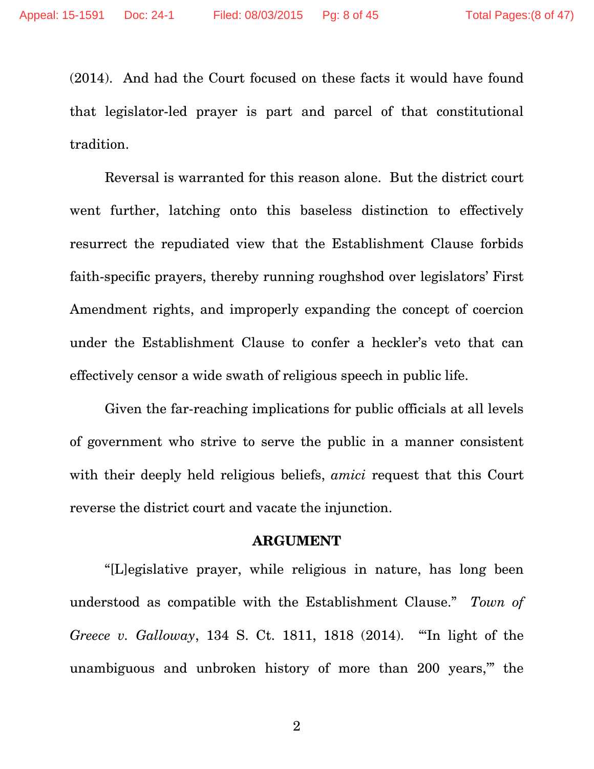(2014). And had the Court focused on these facts it would have found that legislator-led prayer is part and parcel of that constitutional tradition.

Reversal is warranted for this reason alone. But the district court went further, latching onto this baseless distinction to effectively resurrect the repudiated view that the Establishment Clause forbids faith-specific prayers, thereby running roughshod over legislators' First Amendment rights, and improperly expanding the concept of coercion under the Establishment Clause to confer a heckler's veto that can effectively censor a wide swath of religious speech in public life.

Given the far-reaching implications for public officials at all levels of government who strive to serve the public in a manner consistent with their deeply held religious beliefs, *amici* request that this Court reverse the district court and vacate the injunction.

## ARGUMENT

"[L]egislative prayer, while religious in nature, has long been understood as compatible with the Establishment Clause." *Town of Greece v. Galloway*, 134 S. Ct. 1811, 1818 (2014). "'In light of the unambiguous and unbroken history of more than 200 years,'" the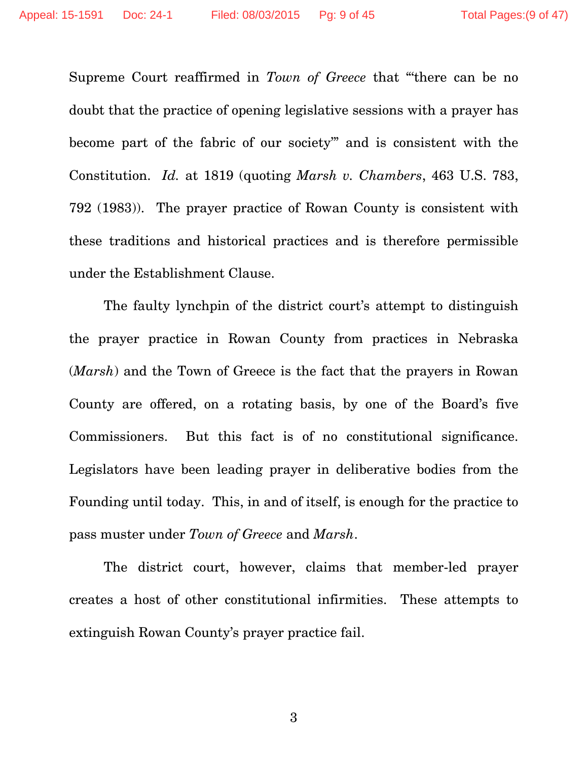Supreme Court reaffirmed in *Town of Greece* that "'there can be no doubt that the practice of opening legislative sessions with a prayer has become part of the fabric of our society'" and is consistent with the Constitution. *Id.* at 1819 (quoting *Marsh v. Chambers*, 463 U.S. 783, 792 (1983)). The prayer practice of Rowan County is consistent with these traditions and historical practices and is therefore permissible under the Establishment Clause.

The faulty lynchpin of the district court's attempt to distinguish the prayer practice in Rowan County from practices in Nebraska (*Marsh*) and the Town of Greece is the fact that the prayers in Rowan County are offered, on a rotating basis, by one of the Board's five Commissioners. But this fact is of no constitutional significance. Legislators have been leading prayer in deliberative bodies from the Founding until today. This, in and of itself, is enough for the practice to pass muster under *Town of Greece* and *Marsh*.

The district court, however, claims that member-led prayer creates a host of other constitutional infirmities. These attempts to extinguish Rowan County's prayer practice fail.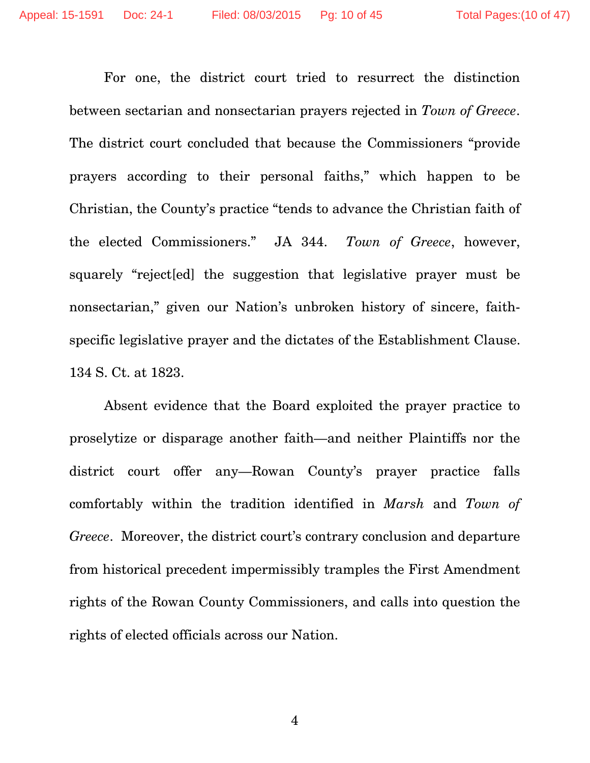For one, the district court tried to resurrect the distinction between sectarian and nonsectarian prayers rejected in *Town of Greece*. The district court concluded that because the Commissioners "provide prayers according to their personal faiths," which happen to be Christian, the County's practice "tends to advance the Christian faith of the elected Commissioners." JA 344. *Town of Greece*, however, squarely "reject[ed] the suggestion that legislative prayer must be nonsectarian," given our Nation's unbroken history of sincere, faith-specific legislative prayer and the dictates of the Establishment Clause. 134 S. Ct. at 1823.

Absent evidence that the Board exploited the prayer practice to proselytize or disparage another faith—and neither Plaintiffs nor the district court offer any—Rowan County's prayer practice falls comfortably within the tradition identified in *Marsh* and *Town of Greece*. Moreover, the district court's contrary conclusion and departure from historical precedent impermissibly tramples the First Amendment rights of the Rowan County Commissioners, and calls into question the rights of elected officials across our Nation.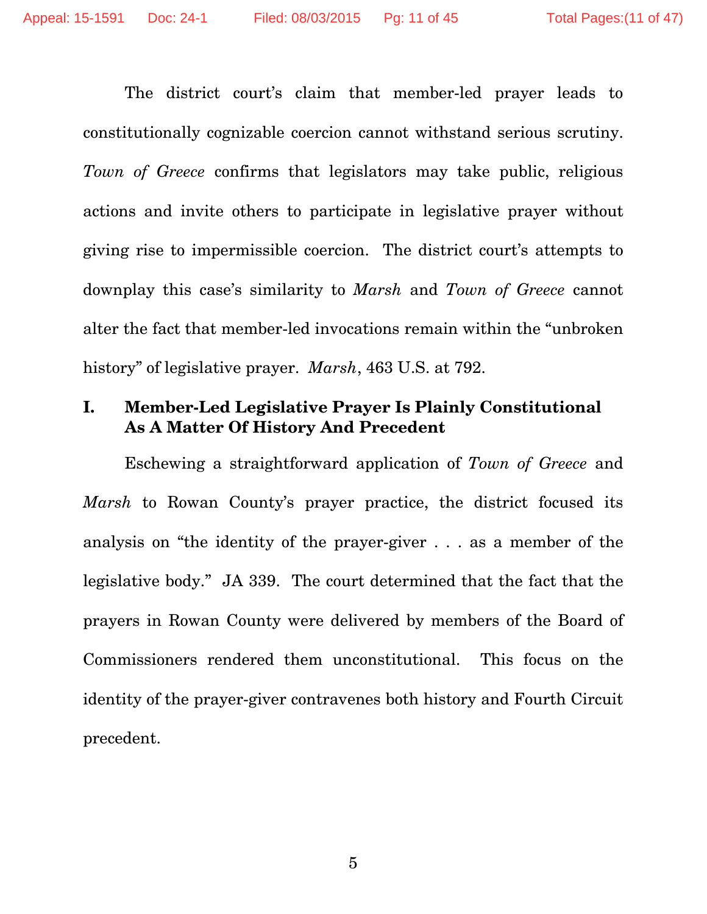The district court's claim that member-led prayer leads to constitutionally cognizable coercion cannot withstand serious scrutiny. *Town of Greece* confirms that legislators may take public, religious actions and invite others to participate in legislative prayer without giving rise to impermissible coercion. The district court's attempts to downplay this case's similarity to *Marsh* and *Town of Greece* cannot alter the fact that member-led invocations remain within the "unbroken history" of legislative prayer. *Marsh*, 463 U.S. at 792.

## I. Member-Led Legislative Prayer Is Plainly Constitutional As A Matter Of History And Precedent

Eschewing a straightforward application of *Town of Greece* and *Marsh* to Rowan County's prayer practice, the district focused its analysis on "the identity of the prayer-giver . . . as a member of the legislative body." JA 339. The court determined that the fact that the prayers in Rowan County were delivered by members of the Board of Commissioners rendered them unconstitutional. This focus on the identity of the prayer-giver contravenes both history and Fourth Circuit precedent.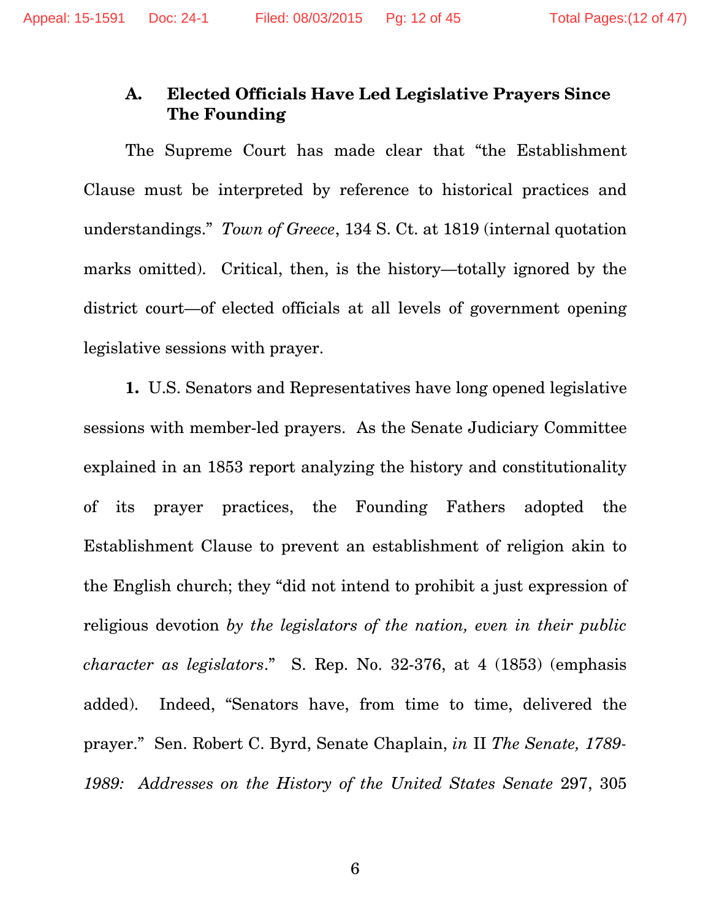### A. Elected Officials Have Led Legislative Prayers Since The Founding

The Supreme Court has made clear that "the Establishment Clause must be interpreted by reference to historical practices and understandings." *Town of Greece*, 134 S. Ct. at 1819 (internal quotation marks omitted). Critical, then, is the history—totally ignored by the district court—of elected officials at all levels of government opening legislative sessions with prayer.

**1.** U.S. Senators and Representatives have long opened legislative sessions with member-led prayers. As the Senate Judiciary Committee explained in an 1853 report analyzing the history and constitutionality of its prayer practices, the Founding Fathers adopted the Establishment Clause to prevent an establishment of religion akin to the English church; they "did not intend to prohibit a just expression of religious devotion *by the legislators of the nation, even in their public character as legislators*." S. Rep. No. 32-376, at 4 (1853) (emphasis added). Indeed, "Senators have, from time to time, delivered the prayer." Sen. Robert C. Byrd, Senate Chaplain, *in* II *The Senate, 1789-1989: Addresses on the History of the United States Senate* 297, 305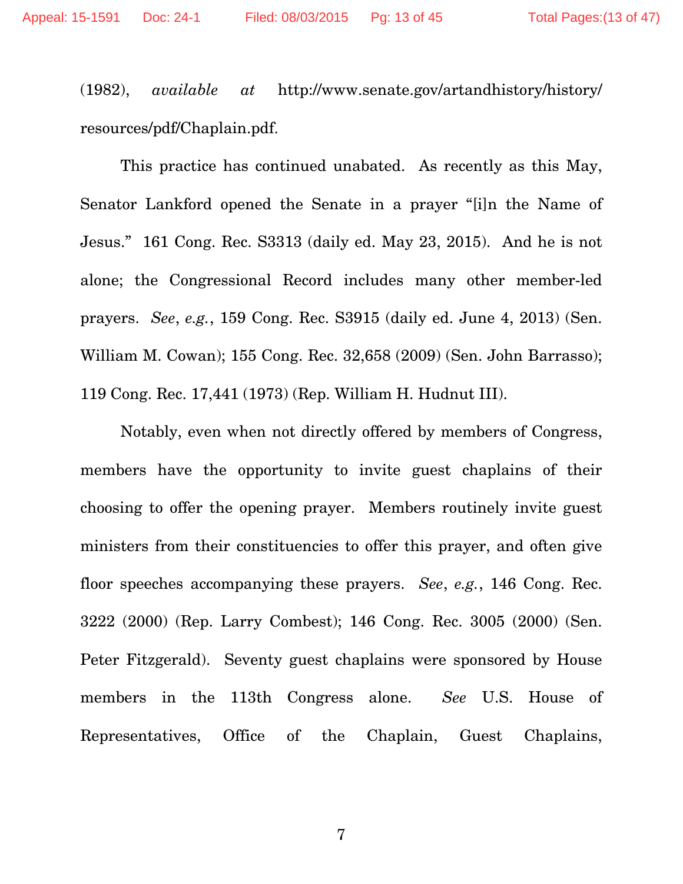(1982), *available at* http://www.senate.gov/artandhistory/history/resources/pdf/Chaplain.pdf.

This practice has continued unabated. As recently as this May, Senator Lankford opened the Senate in a prayer "[i]n the Name of Jesus." 161 Cong. Rec. S3313 (daily ed. May 23, 2015). And he is not alone; the Congressional Record includes many other member-led prayers. *See*, *e.g.*, 159 Cong. Rec. S3915 (daily ed. June 4, 2013) (Sen. William M. Cowan); 155 Cong. Rec. 32,658 (2009) (Sen. John Barrasso); 119 Cong. Rec. 17,441 (1973) (Rep. William H. Hudnut III).

Notably, even when not directly offered by members of Congress, members have the opportunity to invite guest chaplains of their choosing to offer the opening prayer. Members routinely invite guest ministers from their constituencies to offer this prayer, and often give floor speeches accompanying these prayers. *See*, *e.g.*, 146 Cong. Rec. 3222 (2000) (Rep. Larry Combest); 146 Cong. Rec. 3005 (2000) (Sen. Peter Fitzgerald). Seventy guest chaplains were sponsored by House members in the 113th Congress alone. *See* U.S. House of Representatives, Office of the Chaplain, Guest Chaplains,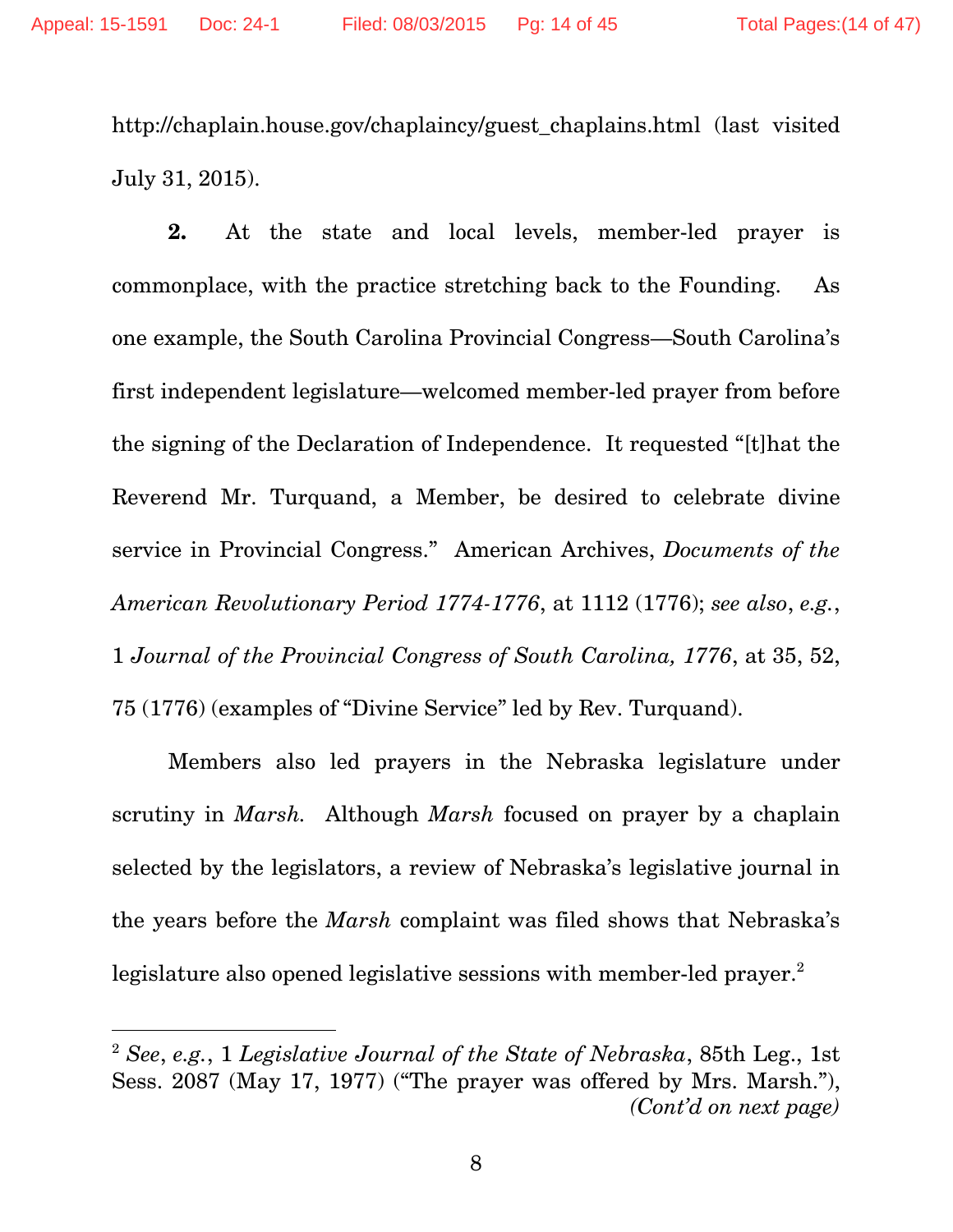http://chaplain.house.gov/chaplaincy/guest_chaplains.html (last visited July 31, 2015).

**2.** At the state and local levels, member-led prayer is commonplace, with the practice stretching back to the Founding. As one example, the South Carolina Provincial Congress—South Carolina's first independent legislature—welcomed member-led prayer from before the signing of the Declaration of Independence. It requested "[t]hat the Reverend Mr. Turquand, a Member, be desired to celebrate divine service in Provincial Congress." American Archives, *Documents of the American Revolutionary Period 1774-1776*, at 1112 (1776); *see also*, *e.g.*, 1 *Journal of the Provincial Congress of South Carolina, 1776*, at 35, 52, 75 (1776) (examples of "Divine Service" led by Rev. Turquand).

Members also led prayers in the Nebraska legislature under scrutiny in *Marsh*. Although *Marsh* focused on prayer by a chaplain selected by the legislators, a review of Nebraska's legislative journal in the years before the *Marsh* complaint was filed shows that Nebraska's legislature also opened legislative sessions with member-led prayer.[2]

---

[2] *See*, *e.g.*, 1 *Legislative Journal of the State of Nebraska*, 85th Leg., 1st Sess. 2087 (May 17, 1977) ("The prayer was offered by Mrs. Marsh."), *(Cont'd on next page)*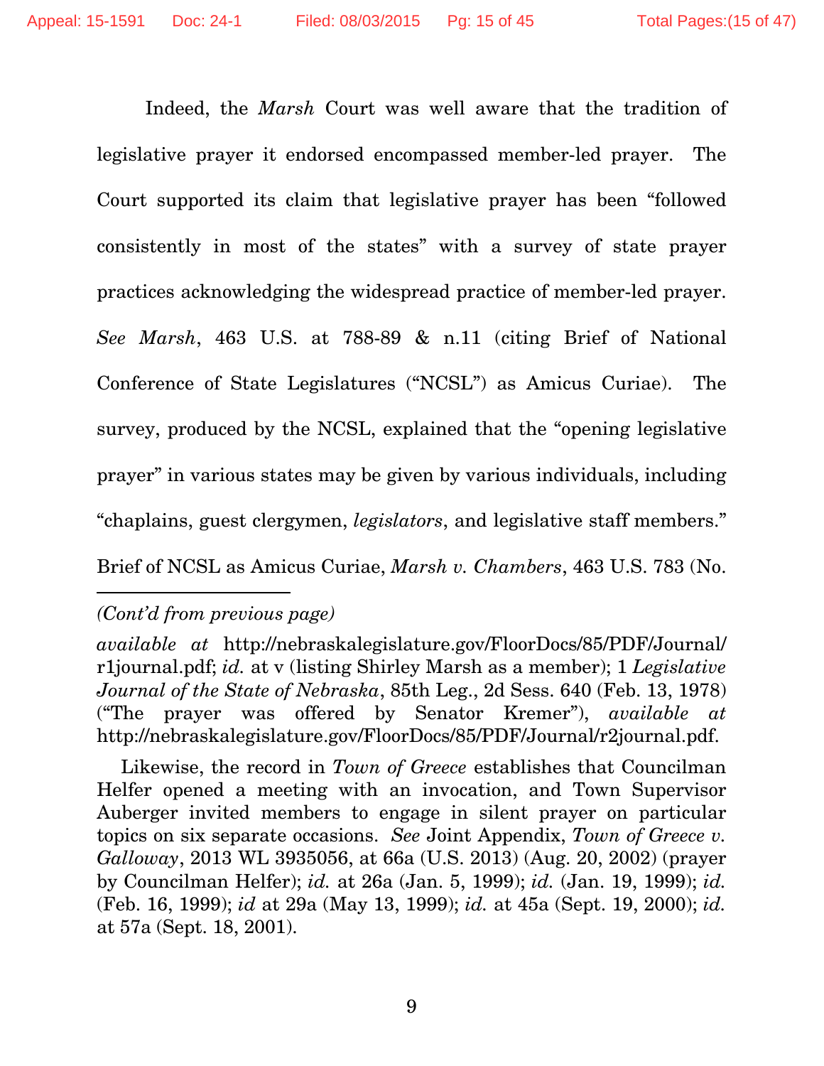Indeed, the *Marsh* Court was well aware that the tradition of legislative prayer it endorsed encompassed member-led prayer. The Court supported its claim that legislative prayer has been "followed consistently in most of the states" with a survey of state prayer practices acknowledging the widespread practice of member-led prayer. *See Marsh*, 463 U.S. at 788-89 & n.11 (citing Brief of National Conference of State Legislatures ("NCSL") as Amicus Curiae). The survey, produced by the NCSL, explained that the "opening legislative prayer" in various states may be given by various individuals, including "chaplains, guest clergymen, *legislators*, and legislative staff members." Brief of NCSL as Amicus Curiae, *Marsh v. Chambers*, 463 U.S. 783 (No.

---

*(Cont'd from previous page)*

*available at* http://nebraskalegislature.gov/FloorDocs/85/PDF/Journal/r1journal.pdf; *id.* at v (listing Shirley Marsh as a member); 1 *Legislative Journal of the State of Nebraska*, 85th Leg., 2d Sess. 640 (Feb. 13, 1978) ("The prayer was offered by Senator Kremer"), *available at* http://nebraskalegislature.gov/FloorDocs/85/PDF/Journal/r2journal.pdf.

Likewise, the record in *Town of Greece* establishes that Councilman Helfer opened a meeting with an invocation, and Town Supervisor Auberger invited members to engage in silent prayer on particular topics on six separate occasions. *See* Joint Appendix, *Town of Greece v. Galloway*, 2013 WL 3935056, at 66a (U.S. 2013) (Aug. 20, 2002) (prayer by Councilman Helfer); *id.* at 26a (Jan. 5, 1999); *id.* (Jan. 19, 1999); *id.* (Feb. 16, 1999); *id* at 29a (May 13, 1999); *id.* at 45a (Sept. 19, 2000); *id.* at 57a (Sept. 18, 2001).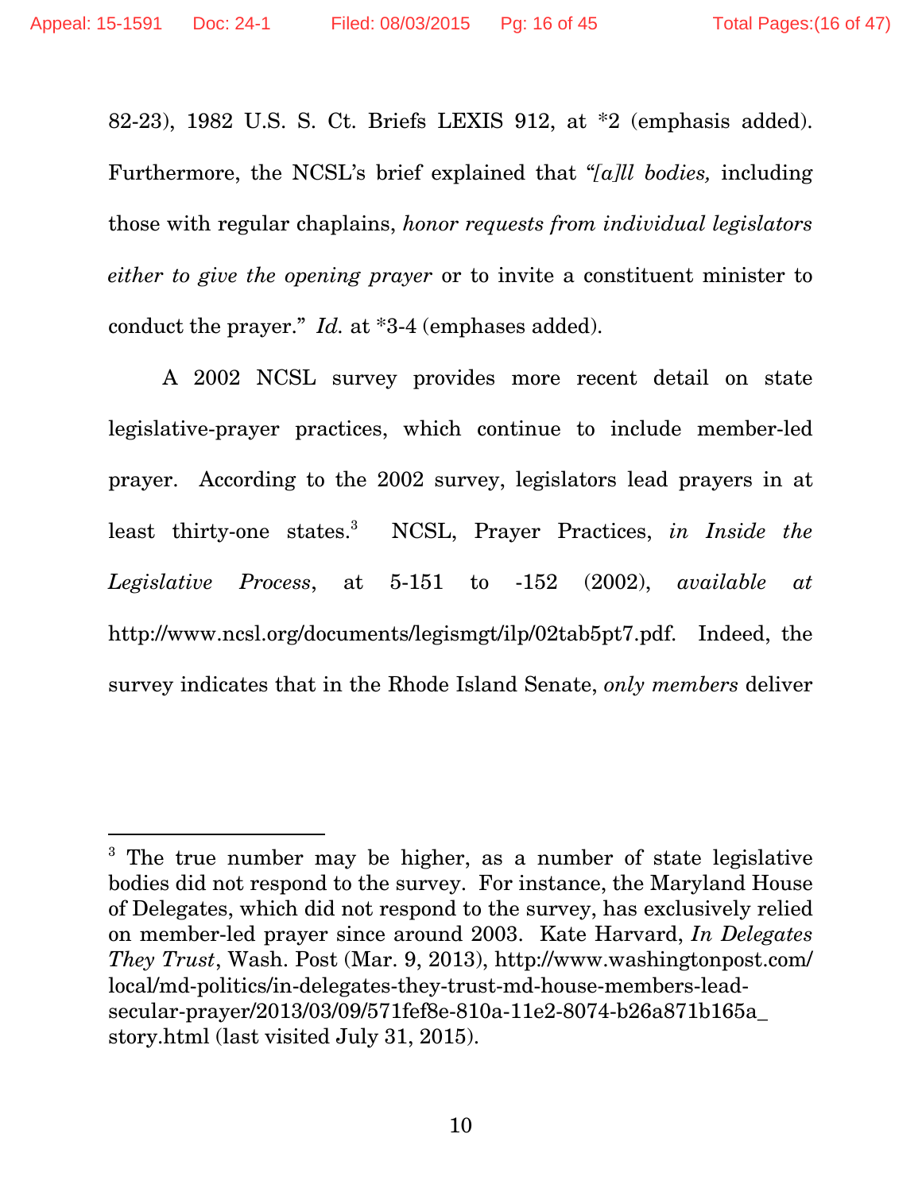82-23), 1982 U.S. S. Ct. Briefs LEXIS 912, at *2 (emphasis added). Furthermore, the NCSL's brief explained that "*[a]ll bodies,* including those with regular chaplains, *honor requests from individual legislators either to give the opening prayer* or to invite a constituent minister to conduct the prayer." *Id.* at *3-4 (emphases added).

A 2002 NCSL survey provides more recent detail on state legislative-prayer practices, which continue to include member-led prayer. According to the 2002 survey, legislators lead prayers in at least thirty-one states.[3] NCSL, Prayer Practices, *in Inside the Legislative Process*, at 5-151 to -152 (2002), *available at* http://www.ncsl.org/documents/legismgt/ilp/02tab5pt7.pdf. Indeed, the survey indicates that in the Rhode Island Senate, *only members* deliver

---

[3] The true number may be higher, as a number of state legislative bodies did not respond to the survey. For instance, the Maryland House of Delegates, which did not respond to the survey, has exclusively relied on member-led prayer since around 2003. Kate Harvard, *In Delegates They Trust*, Wash. Post (Mar. 9, 2013), http://www.washingtonpost.com/local/md-politics/in-delegates-they-trust-md-house-members-lead-secular-prayer/2013/03/09/571fef8e-810a-11e2-8074-b26a871b165a_story.html (last visited July 31, 2015).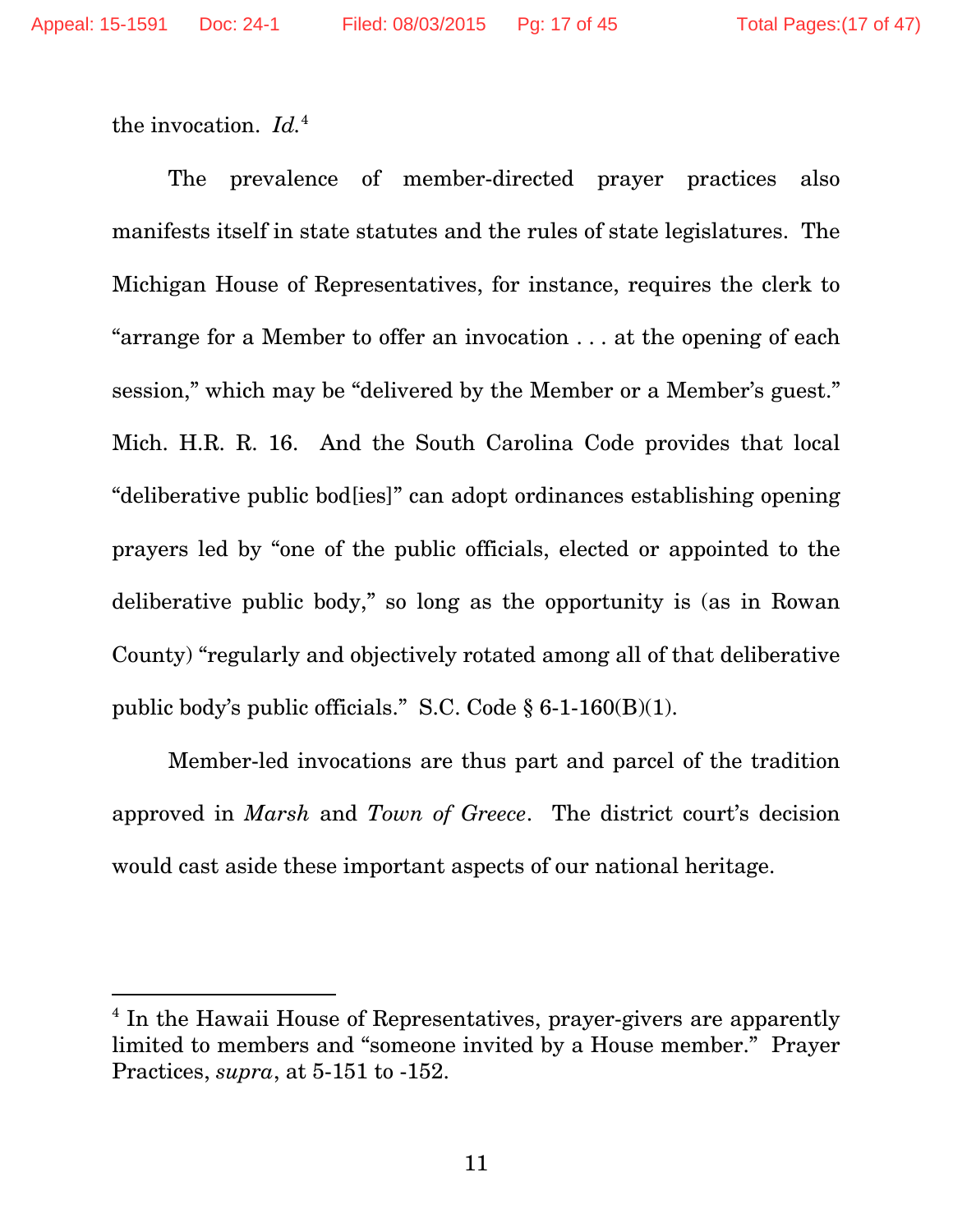the invocation. *Id.*[4]

The prevalence of member-directed prayer practices also manifests itself in state statutes and the rules of state legislatures. The Michigan House of Representatives, for instance, requires the clerk to "arrange for a Member to offer an invocation . . . at the opening of each session," which may be "delivered by the Member or a Member's guest." Mich. H.R. R. 16. And the South Carolina Code provides that local "deliberative public bod[ies]" can adopt ordinances establishing opening prayers led by "one of the public officials, elected or appointed to the deliberative public body," so long as the opportunity is (as in Rowan County) "regularly and objectively rotated among all of that deliberative public body's public officials." S.C. Code § 6-1-160(B)(1).

Member-led invocations are thus part and parcel of the tradition approved in *Marsh* and *Town of Greece*. The district court's decision would cast aside these important aspects of our national heritage.

---

[4] In the Hawaii House of Representatives, prayer-givers are apparently limited to members and "someone invited by a House member." Prayer Practices, *supra*, at 5-151 to -152.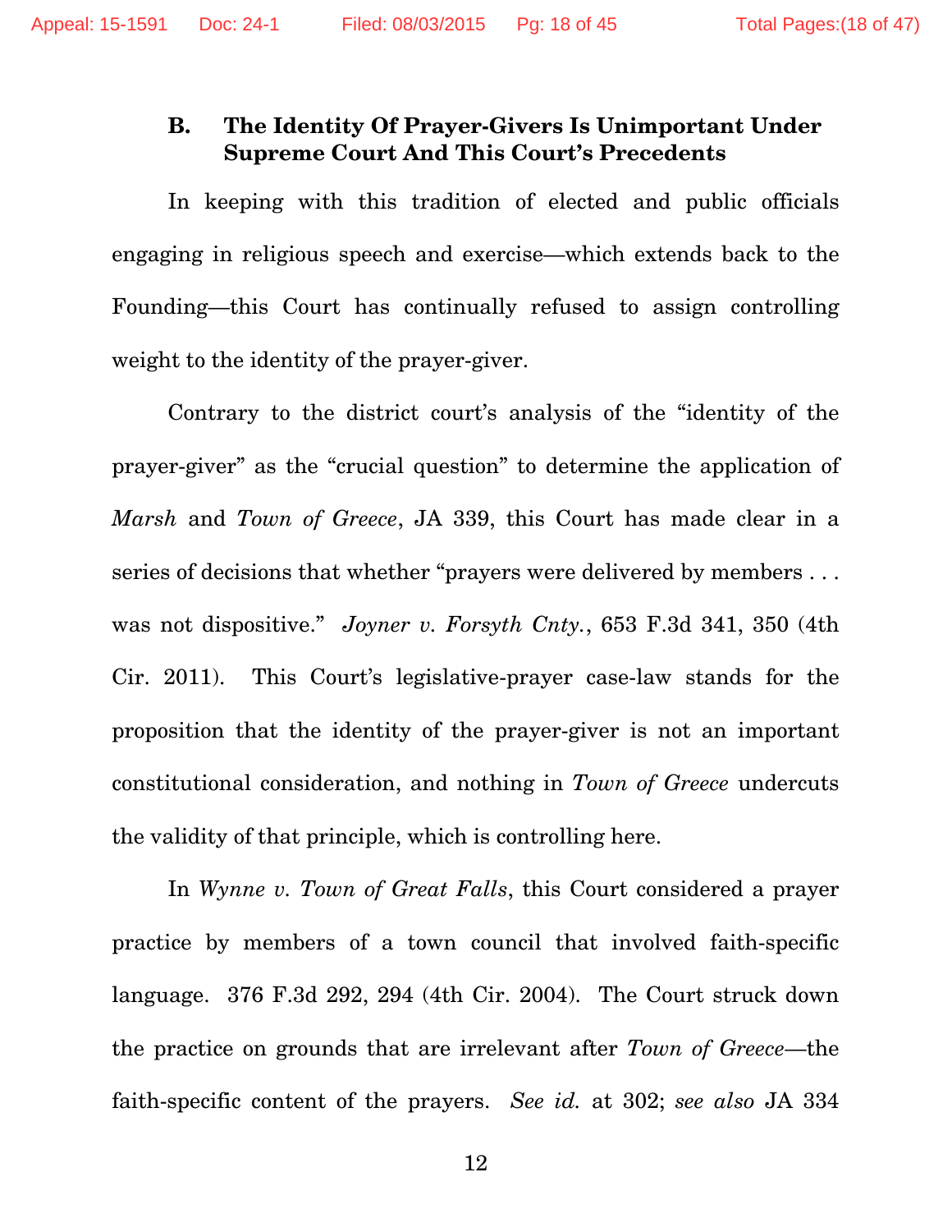### B. The Identity Of Prayer-Givers Is Unimportant Under Supreme Court And This Court's Precedents

In keeping with this tradition of elected and public officials engaging in religious speech and exercise—which extends back to the Founding—this Court has continually refused to assign controlling weight to the identity of the prayer-giver.

Contrary to the district court's analysis of the "identity of the prayer-giver" as the "crucial question" to determine the application of *Marsh* and *Town of Greece*, JA 339, this Court has made clear in a series of decisions that whether "prayers were delivered by members . . . was not dispositive." *Joyner v. Forsyth Cnty.*, 653 F.3d 341, 350 (4th Cir. 2011). This Court's legislative-prayer case-law stands for the proposition that the identity of the prayer-giver is not an important constitutional consideration, and nothing in *Town of Greece* undercuts the validity of that principle, which is controlling here.

In *Wynne v. Town of Great Falls*, this Court considered a prayer practice by members of a town council that involved faith-specific language. 376 F.3d 292, 294 (4th Cir. 2004). The Court struck down the practice on grounds that are irrelevant after *Town of Greece*—the faith-specific content of the prayers. *See id.* at 302; *see also* JA 334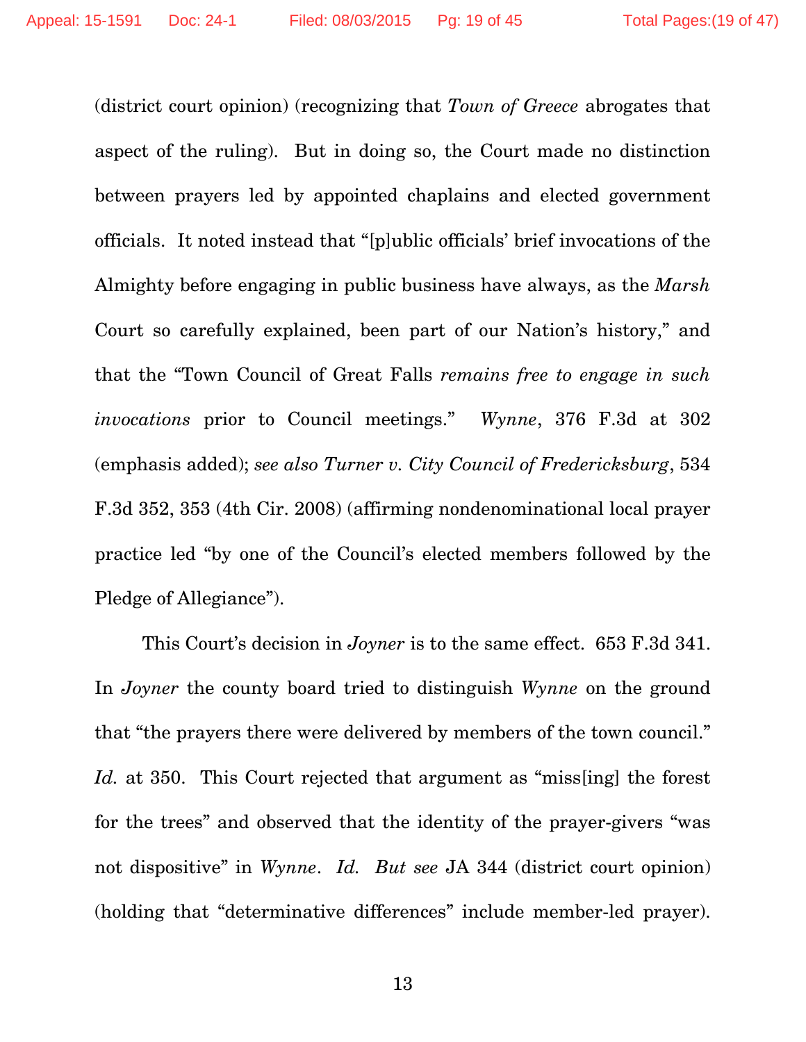(district court opinion) (recognizing that *Town of Greece* abrogates that aspect of the ruling). But in doing so, the Court made no distinction between prayers led by appointed chaplains and elected government officials. It noted instead that "[p]ublic officials' brief invocations of the Almighty before engaging in public business have always, as the *Marsh* Court so carefully explained, been part of our Nation's history," and that the "Town Council of Great Falls *remains free to engage in such invocations* prior to Council meetings." *Wynne*, 376 F.3d at 302 (emphasis added); *see also Turner v. City Council of Fredericksburg*, 534 F.3d 352, 353 (4th Cir. 2008) (affirming nondenominational local prayer practice led "by one of the Council's elected members followed by the Pledge of Allegiance").

This Court's decision in *Joyner* is to the same effect. 653 F.3d 341. In *Joyner* the county board tried to distinguish *Wynne* on the ground that "the prayers there were delivered by members of the town council." *Id.* at 350. This Court rejected that argument as "miss[ing] the forest for the trees" and observed that the identity of the prayer-givers "was not dispositive" in *Wynne*. *Id. But see* JA 344 (district court opinion) (holding that "determinative differences" include member-led prayer).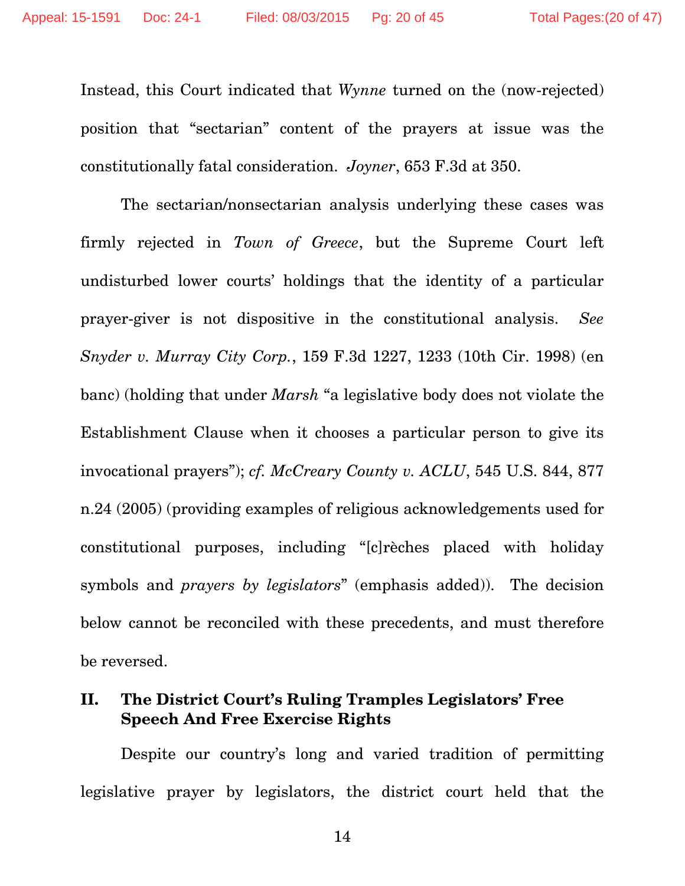Instead, this Court indicated that *Wynne* turned on the (now-rejected) position that "sectarian" content of the prayers at issue was the constitutionally fatal consideration. *Joyner*, 653 F.3d at 350.

The sectarian/nonsectarian analysis underlying these cases was firmly rejected in *Town of Greece*, but the Supreme Court left undisturbed lower courts' holdings that the identity of a particular prayer-giver is not dispositive in the constitutional analysis. *See Snyder v. Murray City Corp.*, 159 F.3d 1227, 1233 (10th Cir. 1998) (en banc) (holding that under *Marsh* "a legislative body does not violate the Establishment Clause when it chooses a particular person to give its invocational prayers"); *cf. McCreary County v. ACLU*, 545 U.S. 844, 877 n.24 (2005) (providing examples of religious acknowledgements used for constitutional purposes, including "[c]rèches placed with holiday symbols and *prayers by legislators*" (emphasis added)). The decision below cannot be reconciled with these precedents, and must therefore be reversed.

## II. The District Court's Ruling Tramples Legislators' Free Speech And Free Exercise Rights

Despite our country's long and varied tradition of permitting legislative prayer by legislators, the district court held that the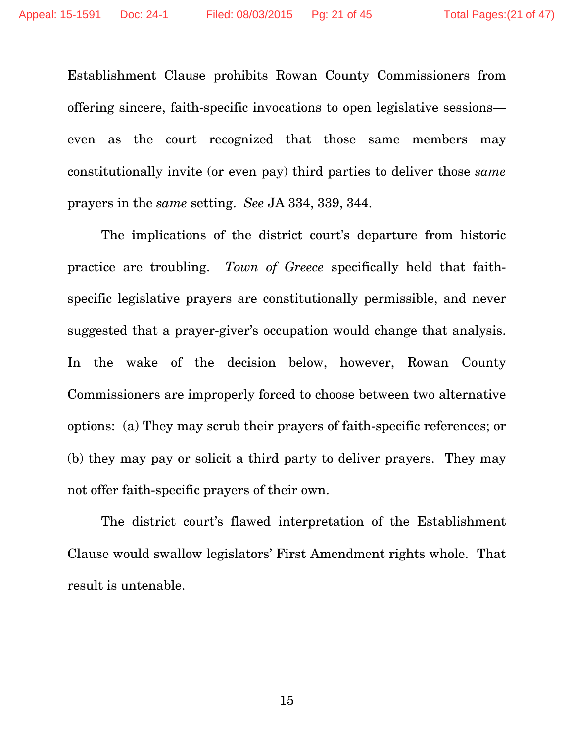Establishment Clause prohibits Rowan County Commissioners from offering sincere, faith-specific invocations to open legislative sessions—even as the court recognized that those same members may constitutionally invite (or even pay) third parties to deliver those *same* prayers in the *same* setting. *See* JA 334, 339, 344.

The implications of the district court's departure from historic practice are troubling. *Town of Greece* specifically held that faith-specific legislative prayers are constitutionally permissible, and never suggested that a prayer-giver's occupation would change that analysis. In the wake of the decision below, however, Rowan County Commissioners are improperly forced to choose between two alternative options: (a) They may scrub their prayers of faith-specific references; or (b) they may pay or solicit a third party to deliver prayers. They may not offer faith-specific prayers of their own.

The district court's flawed interpretation of the Establishment Clause would swallow legislators' First Amendment rights whole. That result is untenable.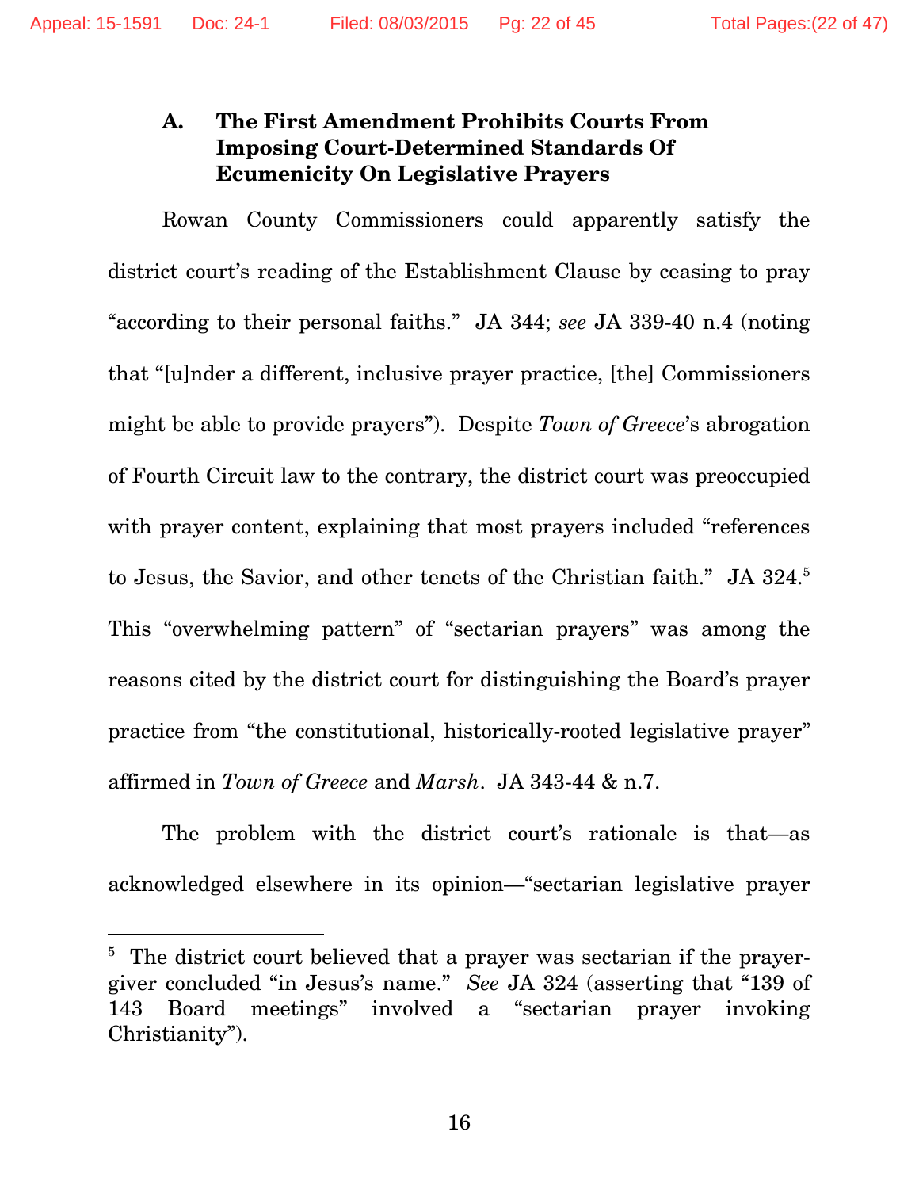### A. The First Amendment Prohibits Courts From Imposing Court-Determined Standards Of Ecumenicity On Legislative Prayers

Rowan County Commissioners could apparently satisfy the district court's reading of the Establishment Clause by ceasing to pray "according to their personal faiths." JA 344; *see* JA 339-40 n.4 (noting that "[u]nder a different, inclusive prayer practice, [the] Commissioners might be able to provide prayers"). Despite *Town of Greece*'s abrogation of Fourth Circuit law to the contrary, the district court was preoccupied with prayer content, explaining that most prayers included "references to Jesus, the Savior, and other tenets of the Christian faith." JA 324.[5] This "overwhelming pattern" of "sectarian prayers" was among the reasons cited by the district court for distinguishing the Board's prayer practice from "the constitutional, historically-rooted legislative prayer" affirmed in *Town of Greece* and *Marsh*. JA 343-44 & n.7.

The problem with the district court's rationale is that—as acknowledged elsewhere in its opinion—"sectarian legislative prayer

[5] The district court believed that a prayer was sectarian if the prayer-giver concluded "in Jesus's name." *See* JA 324 (asserting that "139 of 143 Board meetings" involved a "sectarian prayer invoking Christianity").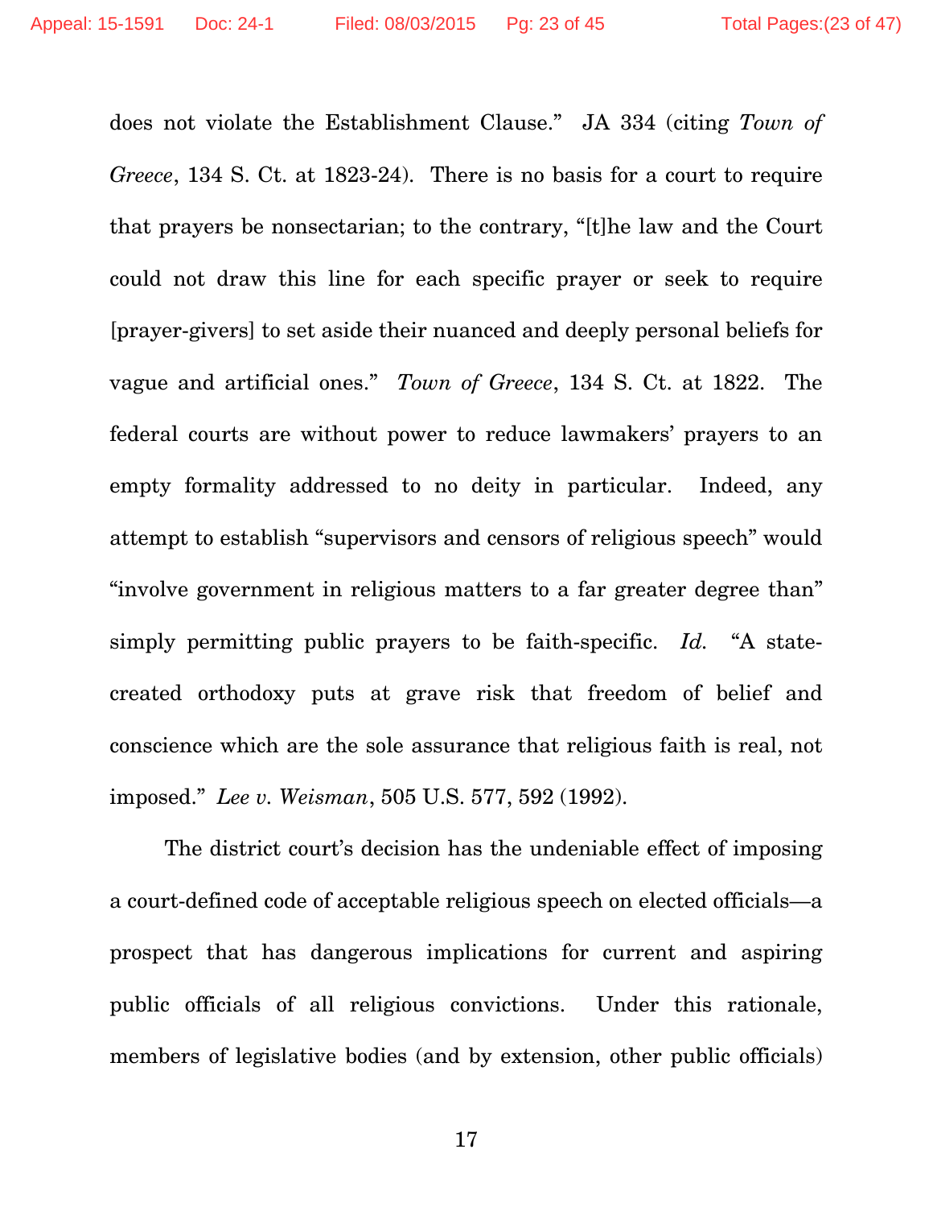does not violate the Establishment Clause." JA 334 (citing *Town of Greece*, 134 S. Ct. at 1823-24). There is no basis for a court to require that prayers be nonsectarian; to the contrary, "[t]he law and the Court could not draw this line for each specific prayer or seek to require [prayer-givers] to set aside their nuanced and deeply personal beliefs for vague and artificial ones." *Town of Greece*, 134 S. Ct. at 1822. The federal courts are without power to reduce lawmakers' prayers to an empty formality addressed to no deity in particular. Indeed, any attempt to establish "supervisors and censors of religious speech" would "involve government in religious matters to a far greater degree than" simply permitting public prayers to be faith-specific. *Id.* "A state-created orthodoxy puts at grave risk that freedom of belief and conscience which are the sole assurance that religious faith is real, not imposed." *Lee v. Weisman*, 505 U.S. 577, 592 (1992).

The district court's decision has the undeniable effect of imposing a court-defined code of acceptable religious speech on elected officials—a prospect that has dangerous implications for current and aspiring public officials of all religious convictions. Under this rationale, members of legislative bodies (and by extension, other public officials)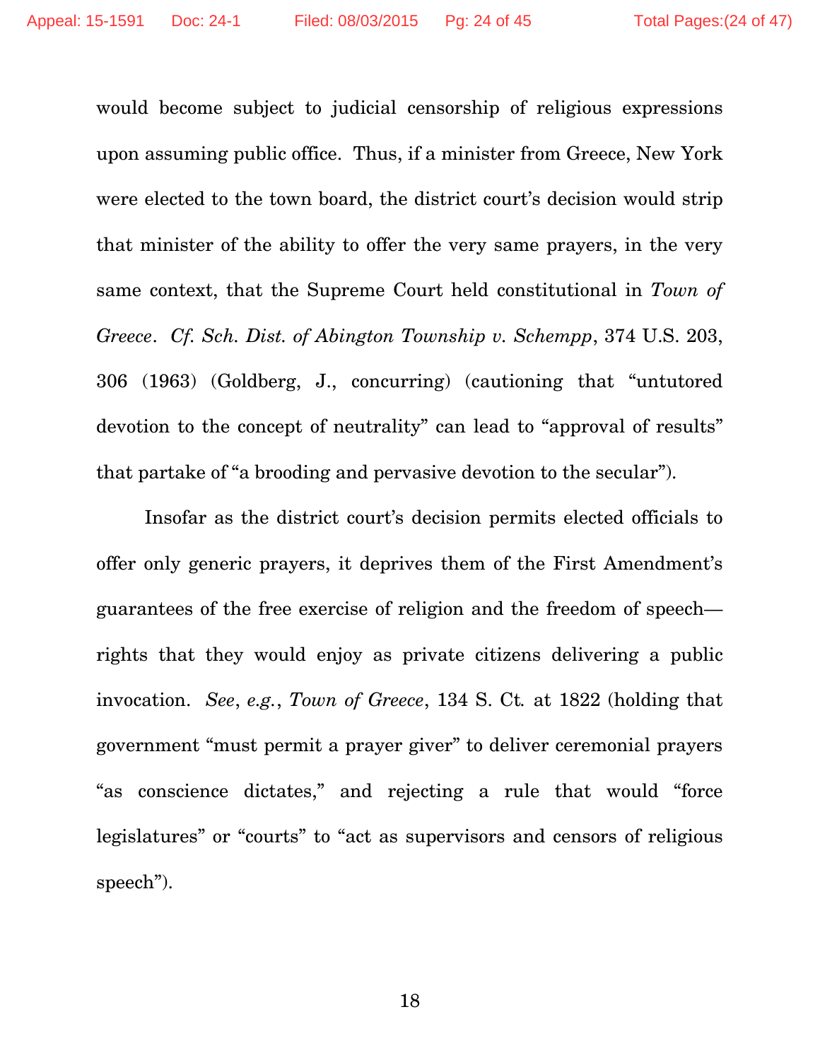would become subject to judicial censorship of religious expressions upon assuming public office. Thus, if a minister from Greece, New York were elected to the town board, the district court's decision would strip that minister of the ability to offer the very same prayers, in the very same context, that the Supreme Court held constitutional in *Town of Greece*. *Cf. Sch. Dist. of Abington Township v. Schempp*, 374 U.S. 203, 306 (1963) (Goldberg, J., concurring) (cautioning that "untutored devotion to the concept of neutrality" can lead to "approval of results" that partake of "a brooding and pervasive devotion to the secular").

Insofar as the district court's decision permits elected officials to offer only generic prayers, it deprives them of the First Amendment's guarantees of the free exercise of religion and the freedom of speech—rights that they would enjoy as private citizens delivering a public invocation. *See, e.g.*, *Town of Greece*, 134 S. Ct. at 1822 (holding that government "must permit a prayer giver" to deliver ceremonial prayers "as conscience dictates," and rejecting a rule that would "force legislatures" or "courts" to "act as supervisors and censors of religious speech").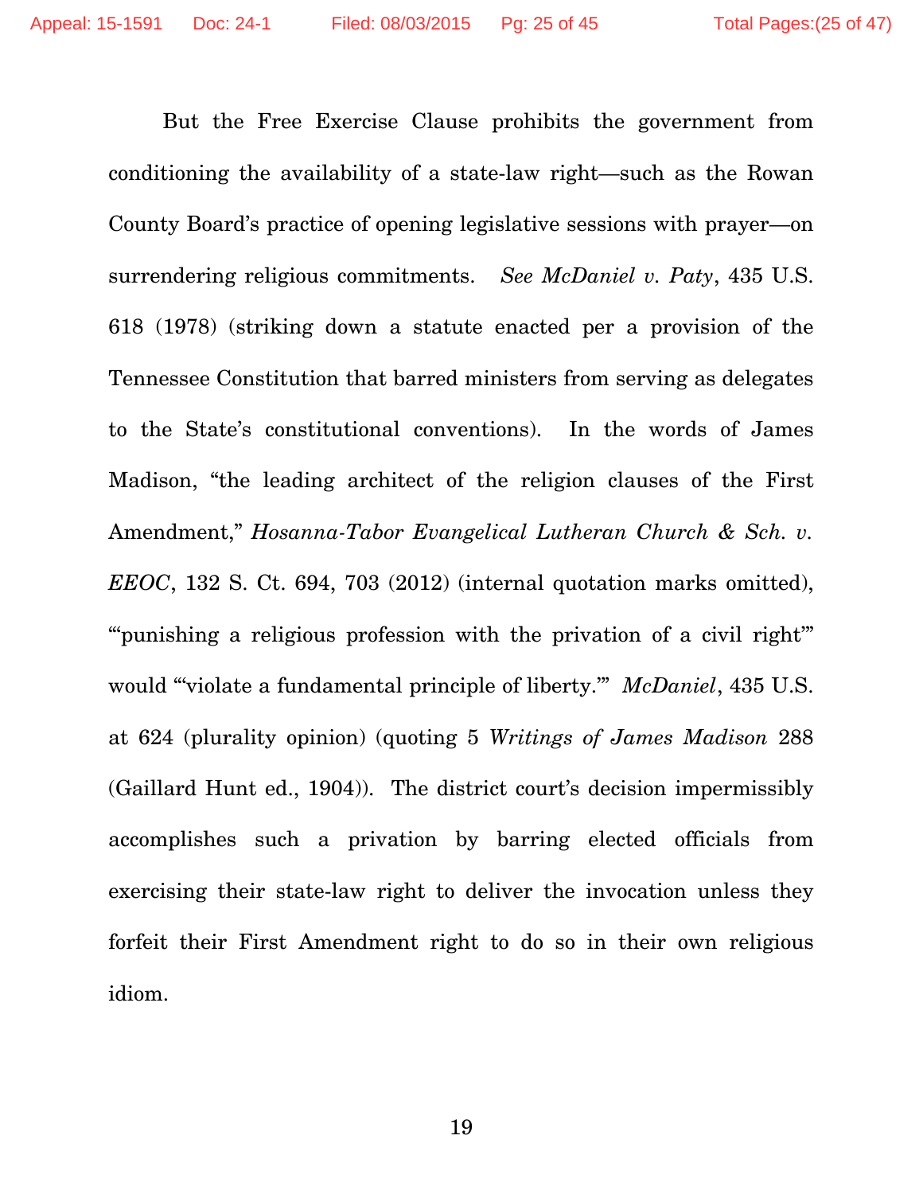But the Free Exercise Clause prohibits the government from conditioning the availability of a state-law right—such as the Rowan County Board's practice of opening legislative sessions with prayer—on surrendering religious commitments. *See McDaniel v. Paty*, 435 U.S. 618 (1978) (striking down a statute enacted per a provision of the Tennessee Constitution that barred ministers from serving as delegates to the State's constitutional conventions). In the words of James Madison, "the leading architect of the religion clauses of the First Amendment," *Hosanna-Tabor Evangelical Lutheran Church & Sch. v. EEOC*, 132 S. Ct. 694, 703 (2012) (internal quotation marks omitted), "'punishing a religious profession with the privation of a civil right'" would "'violate a fundamental principle of liberty.'" *McDaniel*, 435 U.S. at 624 (plurality opinion) (quoting 5 *Writings of James Madison* 288 (Gaillard Hunt ed., 1904)). The district court's decision impermissibly accomplishes such a privation by barring elected officials from exercising their state-law right to deliver the invocation unless they forfeit their First Amendment right to do so in their own religious idiom.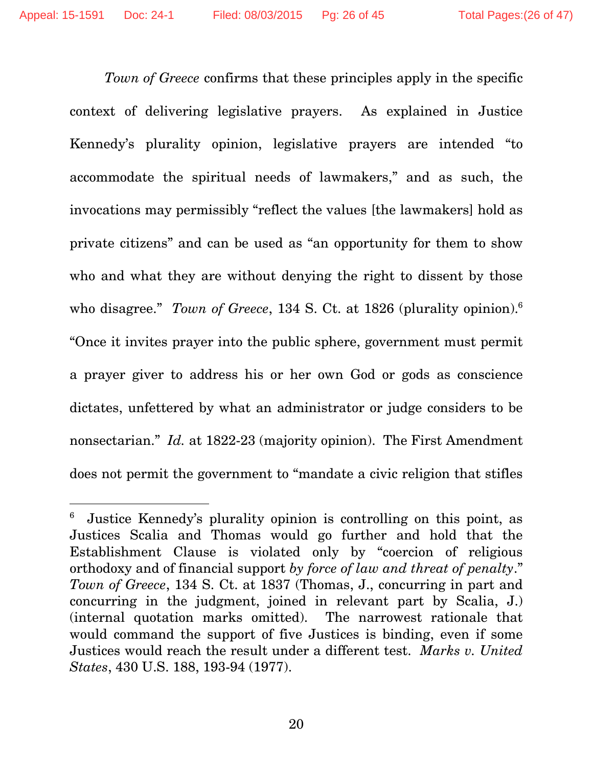*Town of Greece* confirms that these principles apply in the specific context of delivering legislative prayers. As explained in Justice Kennedy's plurality opinion, legislative prayers are intended "to accommodate the spiritual needs of lawmakers," and as such, the invocations may permissibly "reflect the values [the lawmakers] hold as private citizens" and can be used as "an opportunity for them to show who and what they are without denying the right to dissent by those who disagree." *Town of Greece*, 134 S. Ct. at 1826 (plurality opinion).[6] "Once it invites prayer into the public sphere, government must permit a prayer giver to address his or her own God or gods as conscience dictates, unfettered by what an administrator or judge considers to be nonsectarian." *Id.* at 1822-23 (majority opinion). The First Amendment does not permit the government to "mandate a civic religion that stifles

---

[6] Justice Kennedy's plurality opinion is controlling on this point, as Justices Scalia and Thomas would go further and hold that the Establishment Clause is violated only by "coercion of religious orthodoxy and of financial support *by force of law and threat of penalty*." *Town of Greece*, 134 S. Ct. at 1837 (Thomas, J., concurring in part and concurring in the judgment, joined in relevant part by Scalia, J.) (internal quotation marks omitted). The narrowest rationale that would command the support of five Justices is binding, even if some Justices would reach the result under a different test. *Marks v. United States*, 430 U.S. 188, 193-94 (1977).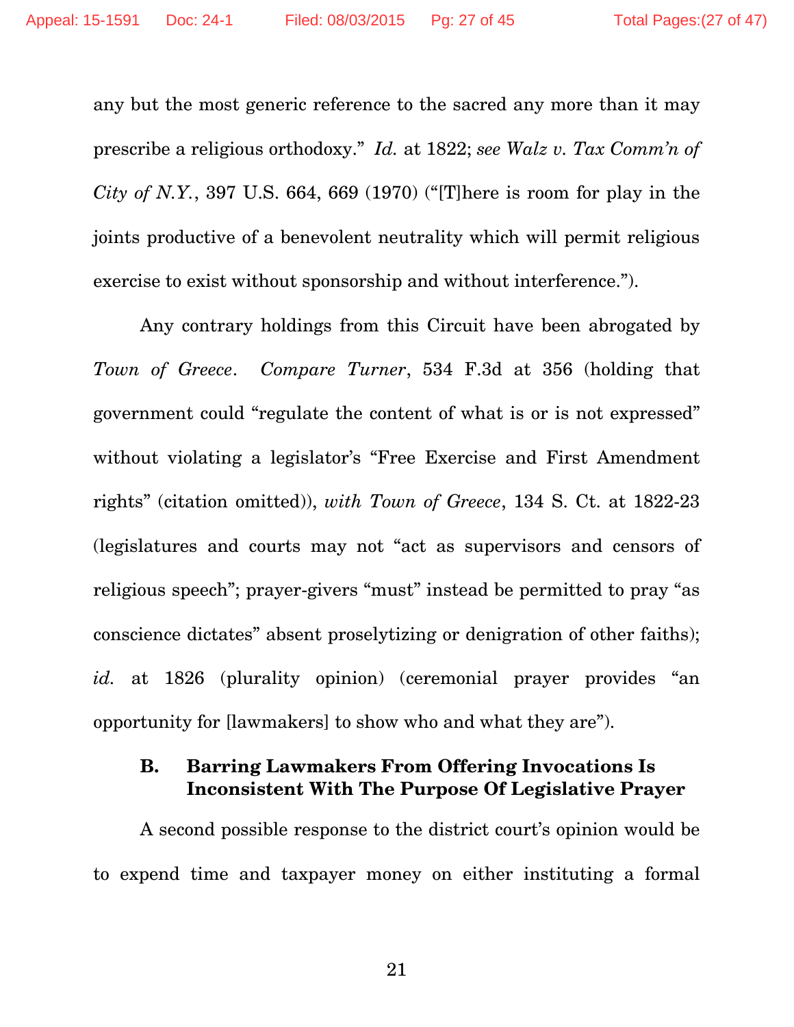any but the most generic reference to the sacred any more than it may prescribe a religious orthodoxy." *Id.* at 1822; *see Walz v. Tax Comm'n of City of N.Y.*, 397 U.S. 664, 669 (1970) ("[T]here is room for play in the joints productive of a benevolent neutrality which will permit religious exercise to exist without sponsorship and without interference.").

Any contrary holdings from this Circuit have been abrogated by *Town of Greece*. *Compare Turner*, 534 F.3d at 356 (holding that government could "regulate the content of what is or is not expressed" without violating a legislator's "Free Exercise and First Amendment rights" (citation omitted)), *with Town of Greece*, 134 S. Ct. at 1822-23 (legislatures and courts may not "act as supervisors and censors of religious speech"; prayer-givers "must" instead be permitted to pray "as conscience dictates" absent proselytizing or denigration of other faiths); *id.* at 1826 (plurality opinion) (ceremonial prayer provides "an opportunity for [lawmakers] to show who and what they are").

### B. Barring Lawmakers From Offering Invocations Is Inconsistent With The Purpose Of Legislative Prayer

A second possible response to the district court's opinion would be to expend time and taxpayer money on either instituting a formal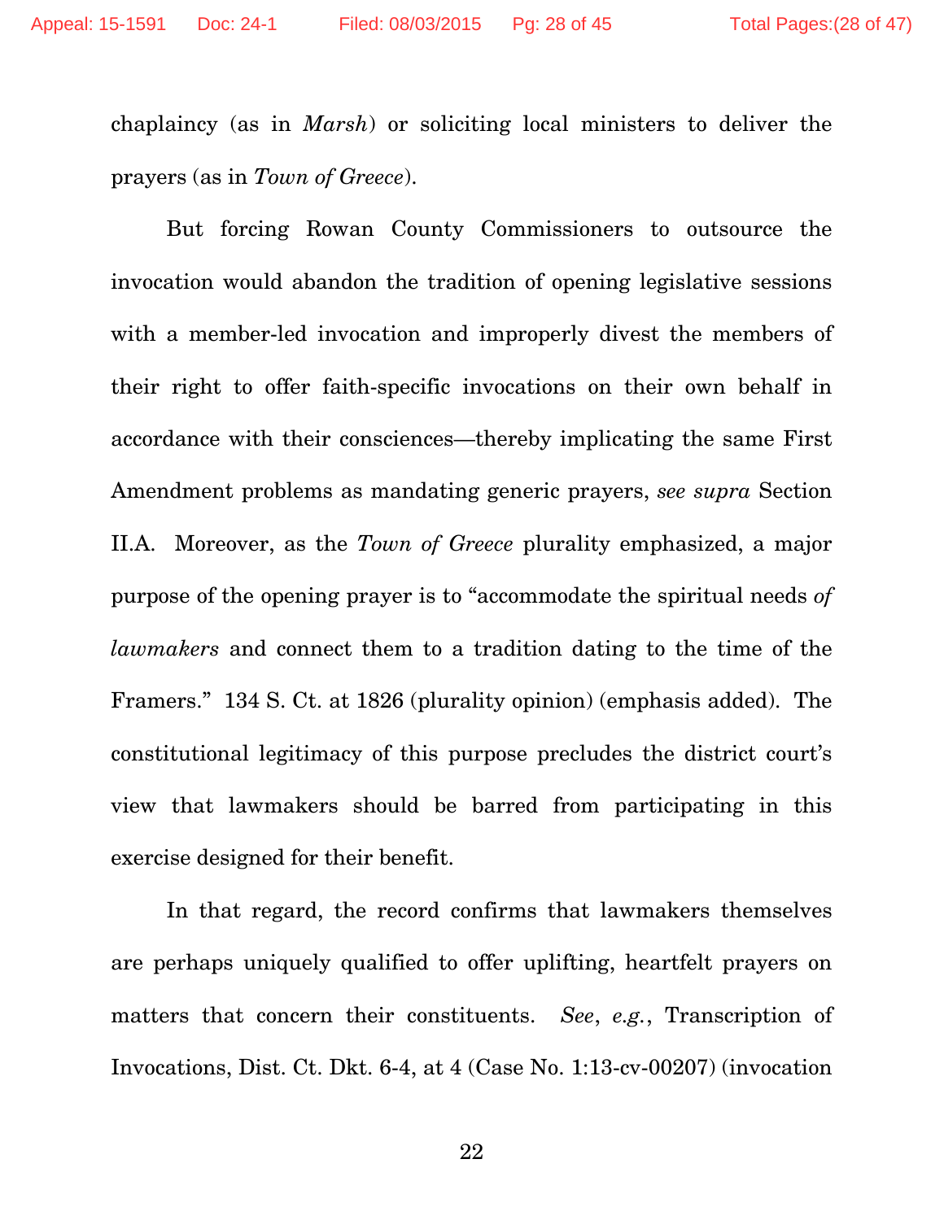chaplaincy (as in *Marsh*) or soliciting local ministers to deliver the prayers (as in *Town of Greece*).

But forcing Rowan County Commissioners to outsource the invocation would abandon the tradition of opening legislative sessions with a member-led invocation and improperly divest the members of their right to offer faith-specific invocations on their own behalf in accordance with their consciences—thereby implicating the same First Amendment problems as mandating generic prayers, *see supra* Section II.A. Moreover, as the *Town of Greece* plurality emphasized, a major purpose of the opening prayer is to "accommodate the spiritual needs *of lawmakers* and connect them to a tradition dating to the time of the Framers." 134 S. Ct. at 1826 (plurality opinion) (emphasis added). The constitutional legitimacy of this purpose precludes the district court's view that lawmakers should be barred from participating in this exercise designed for their benefit.

In that regard, the record confirms that lawmakers themselves are perhaps uniquely qualified to offer uplifting, heartfelt prayers on matters that concern their constituents. *See*, *e.g.*, Transcription of Invocations, Dist. Ct. Dkt. 6-4, at 4 (Case No. 1:13-cv-00207) (invocation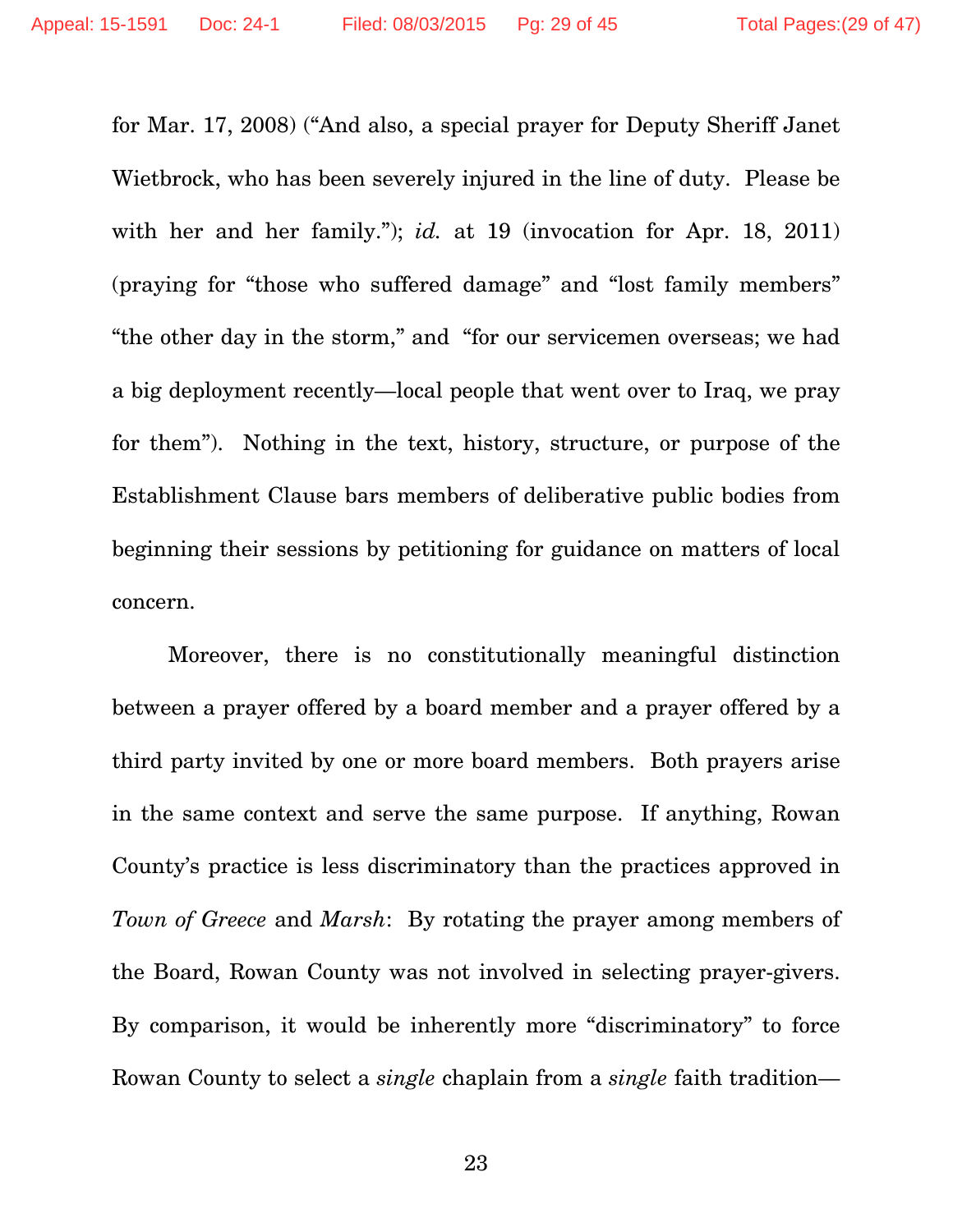for Mar. 17, 2008) ("And also, a special prayer for Deputy Sheriff Janet Wietbrock, who has been severely injured in the line of duty. Please be with her and her family."); *id.* at 19 (invocation for Apr. 18, 2011) (praying for "those who suffered damage" and "lost family members" "the other day in the storm," and "for our servicemen overseas; we had a big deployment recently—local people that went over to Iraq, we pray for them"). Nothing in the text, history, structure, or purpose of the Establishment Clause bars members of deliberative public bodies from beginning their sessions by petitioning for guidance on matters of local concern.

Moreover, there is no constitutionally meaningful distinction between a prayer offered by a board member and a prayer offered by a third party invited by one or more board members. Both prayers arise in the same context and serve the same purpose. If anything, Rowan County's practice is less discriminatory than the practices approved in *Town of Greece* and *Marsh*: By rotating the prayer among members of the Board, Rowan County was not involved in selecting prayer-givers. By comparison, it would be inherently more "discriminatory" to force Rowan County to select a *single* chaplain from a *single* faith tradition—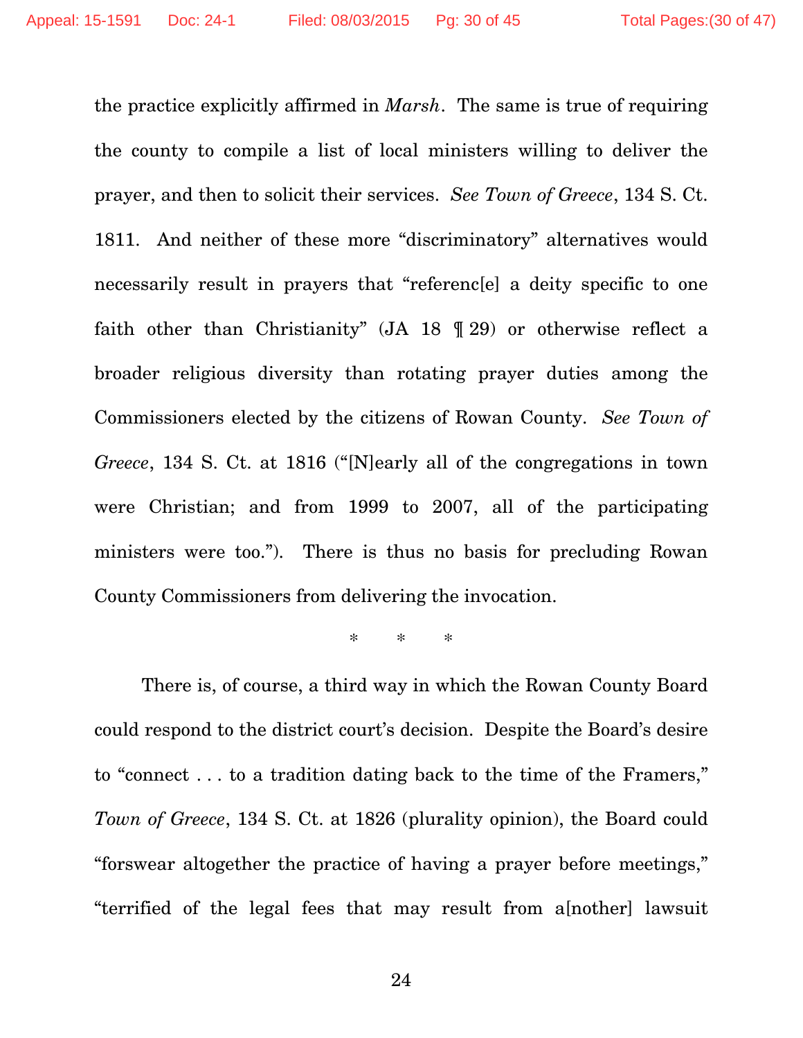the practice explicitly affirmed in *Marsh*. The same is true of requiring the county to compile a list of local ministers willing to deliver the prayer, and then to solicit their services. *See Town of Greece*, 134 S. Ct. 1811. And neither of these more "discriminatory" alternatives would necessarily result in prayers that "referenc[e] a deity specific to one faith other than Christianity" (JA 18 ¶ 29) or otherwise reflect a broader religious diversity than rotating prayer duties among the Commissioners elected by the citizens of Rowan County. *See Town of Greece*, 134 S. Ct. at 1816 ("[N]early all of the congregations in town were Christian; and from 1999 to 2007, all of the participating ministers were too."). There is thus no basis for precluding Rowan County Commissioners from delivering the invocation.

\* \* \*

There is, of course, a third way in which the Rowan County Board could respond to the district court's decision. Despite the Board's desire to "connect . . . to a tradition dating back to the time of the Framers," *Town of Greece*, 134 S. Ct. at 1826 (plurality opinion), the Board could "forswear altogether the practice of having a prayer before meetings," "terrified of the legal fees that may result from a[nother] lawsuit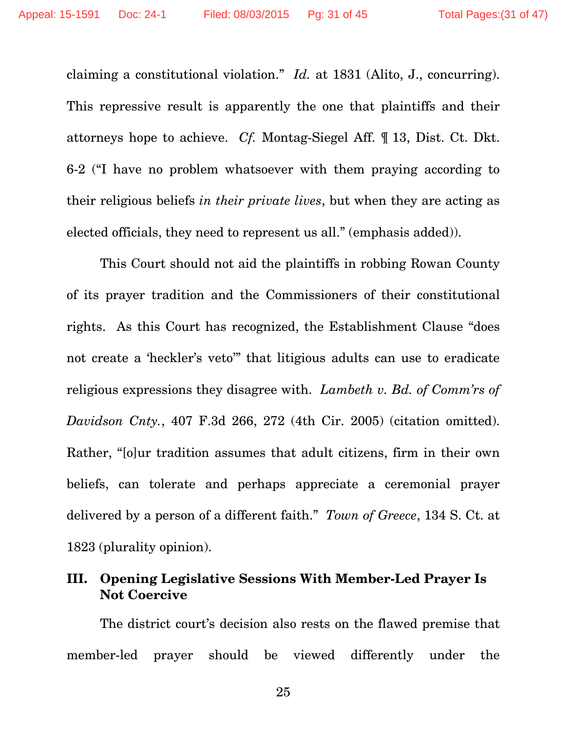claiming a constitutional violation." *Id.* at 1831 (Alito, J., concurring). This repressive result is apparently the one that plaintiffs and their attorneys hope to achieve. *Cf.* Montag-Siegel Aff. ¶ 13, Dist. Ct. Dkt. 6-2 ("I have no problem whatsoever with them praying according to their religious beliefs *in their private lives*, but when they are acting as elected officials, they need to represent us all." (emphasis added)).

This Court should not aid the plaintiffs in robbing Rowan County of its prayer tradition and the Commissioners of their constitutional rights. As this Court has recognized, the Establishment Clause "does not create a 'heckler's veto'" that litigious adults can use to eradicate religious expressions they disagree with. *Lambeth v. Bd. of Comm'rs of Davidson Cnty.*, 407 F.3d 266, 272 (4th Cir. 2005) (citation omitted). Rather, "[o]ur tradition assumes that adult citizens, firm in their own beliefs, can tolerate and perhaps appreciate a ceremonial prayer delivered by a person of a different faith." *Town of Greece*, 134 S. Ct. at 1823 (plurality opinion).

## III. Opening Legislative Sessions With Member-Led Prayer Is Not Coercive

The district court's decision also rests on the flawed premise that member-led prayer should be viewed differently under the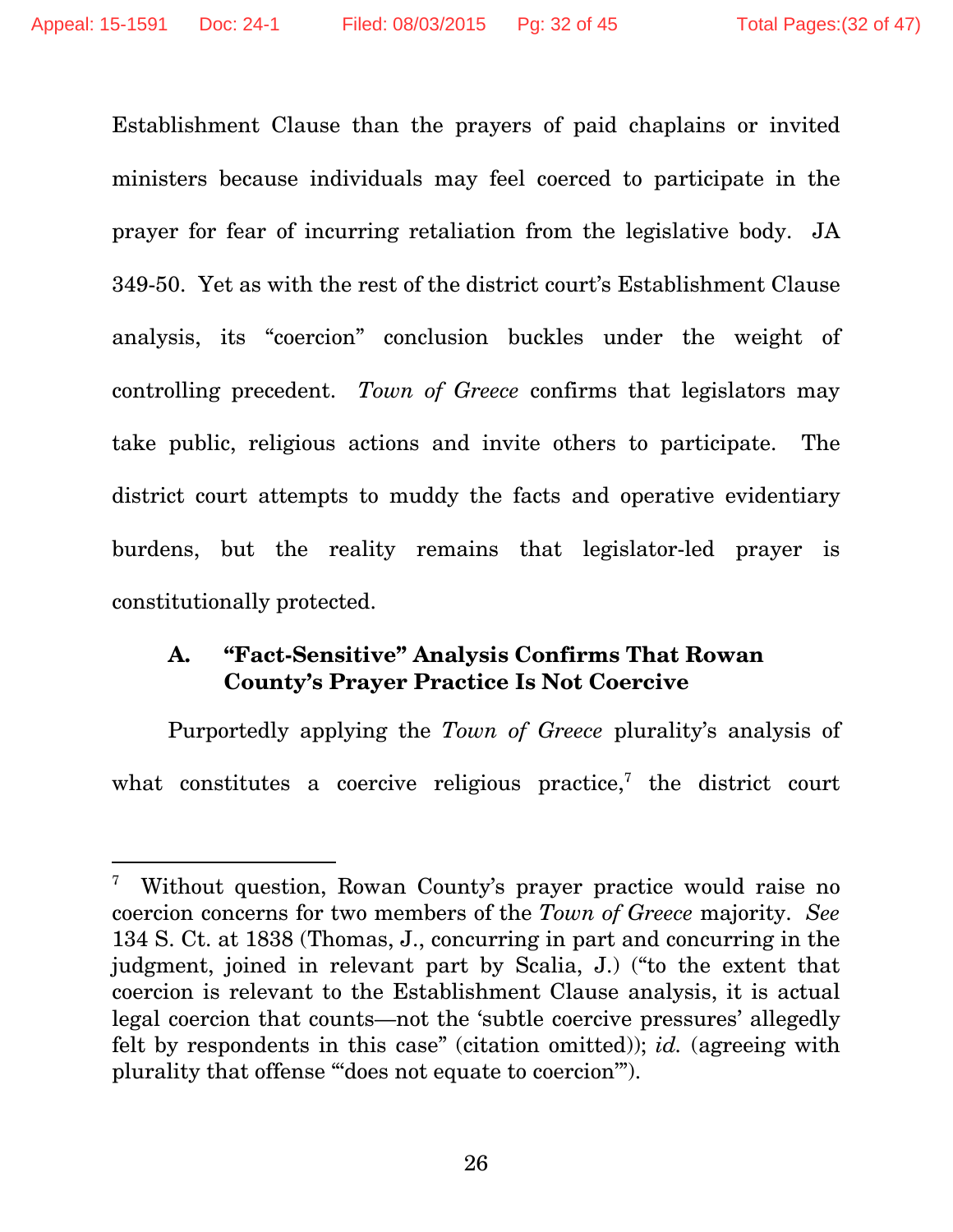Establishment Clause than the prayers of paid chaplains or invited ministers because individuals may feel coerced to participate in the prayer for fear of incurring retaliation from the legislative body. JA 349-50. Yet as with the rest of the district court's Establishment Clause analysis, its "coercion" conclusion buckles under the weight of controlling precedent. *Town of Greece* confirms that legislators may take public, religious actions and invite others to participate. The district court attempts to muddy the facts and operative evidentiary burdens, but the reality remains that legislator-led prayer is constitutionally protected.

### A. "Fact-Sensitive" Analysis Confirms That Rowan County's Prayer Practice Is Not Coercive

Purportedly applying the *Town of Greece* plurality's analysis of what constitutes a coercive religious practice,[7] the district court

---

[7] Without question, Rowan County's prayer practice would raise no coercion concerns for two members of the *Town of Greece* majority. *See* 134 S. Ct. at 1838 (Thomas, J., concurring in part and concurring in the judgment, joined in relevant part by Scalia, J.) ("to the extent that coercion is relevant to the Establishment Clause analysis, it is actual legal coercion that counts—not the 'subtle coercive pressures' allegedly felt by respondents in this case" (citation omitted)); *id.* (agreeing with plurality that offense "'does not equate to coercion'").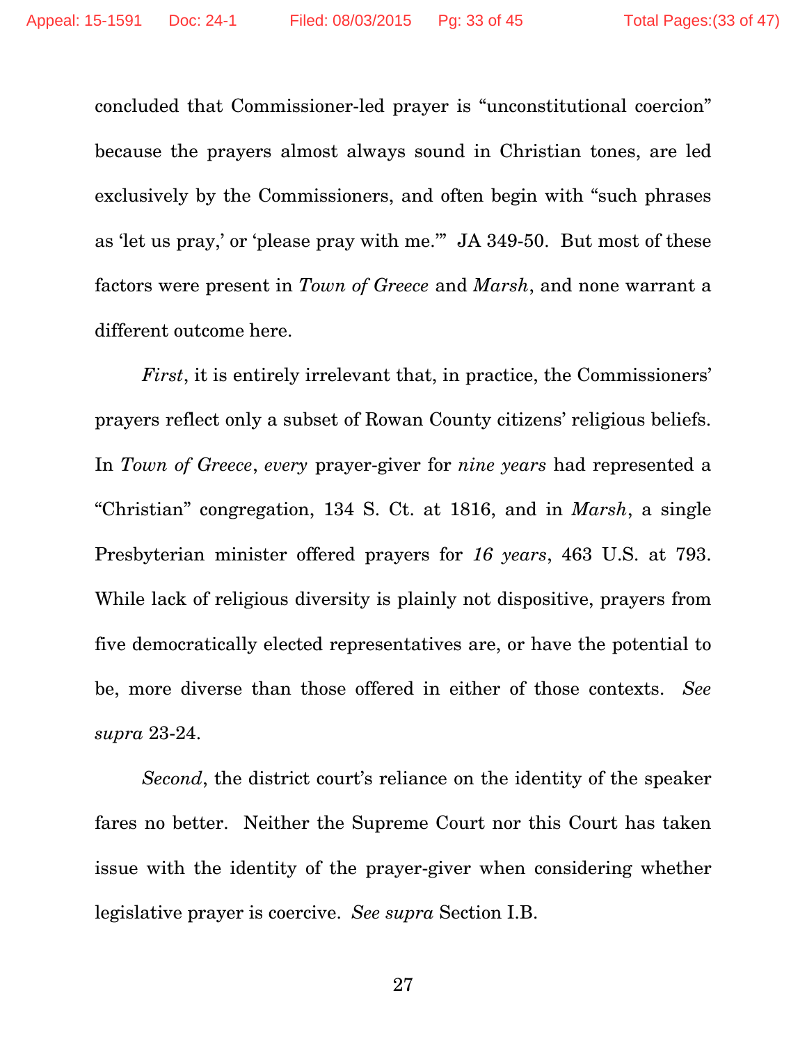concluded that Commissioner-led prayer is "unconstitutional coercion" because the prayers almost always sound in Christian tones, are led exclusively by the Commissioners, and often begin with "such phrases as 'let us pray,' or 'please pray with me.'" JA 349-50. But most of these factors were present in *Town of Greece* and *Marsh*, and none warrant a different outcome here.

*First*, it is entirely irrelevant that, in practice, the Commissioners' prayers reflect only a subset of Rowan County citizens' religious beliefs. In *Town of Greece*, *every* prayer-giver for *nine years* had represented a "Christian" congregation, 134 S. Ct. at 1816, and in *Marsh*, a single Presbyterian minister offered prayers for *16 years*, 463 U.S. at 793. While lack of religious diversity is plainly not dispositive, prayers from five democratically elected representatives are, or have the potential to be, more diverse than those offered in either of those contexts. *See supra* 23-24.

*Second*, the district court's reliance on the identity of the speaker fares no better. Neither the Supreme Court nor this Court has taken issue with the identity of the prayer-giver when considering whether legislative prayer is coercive. *See supra* Section I.B.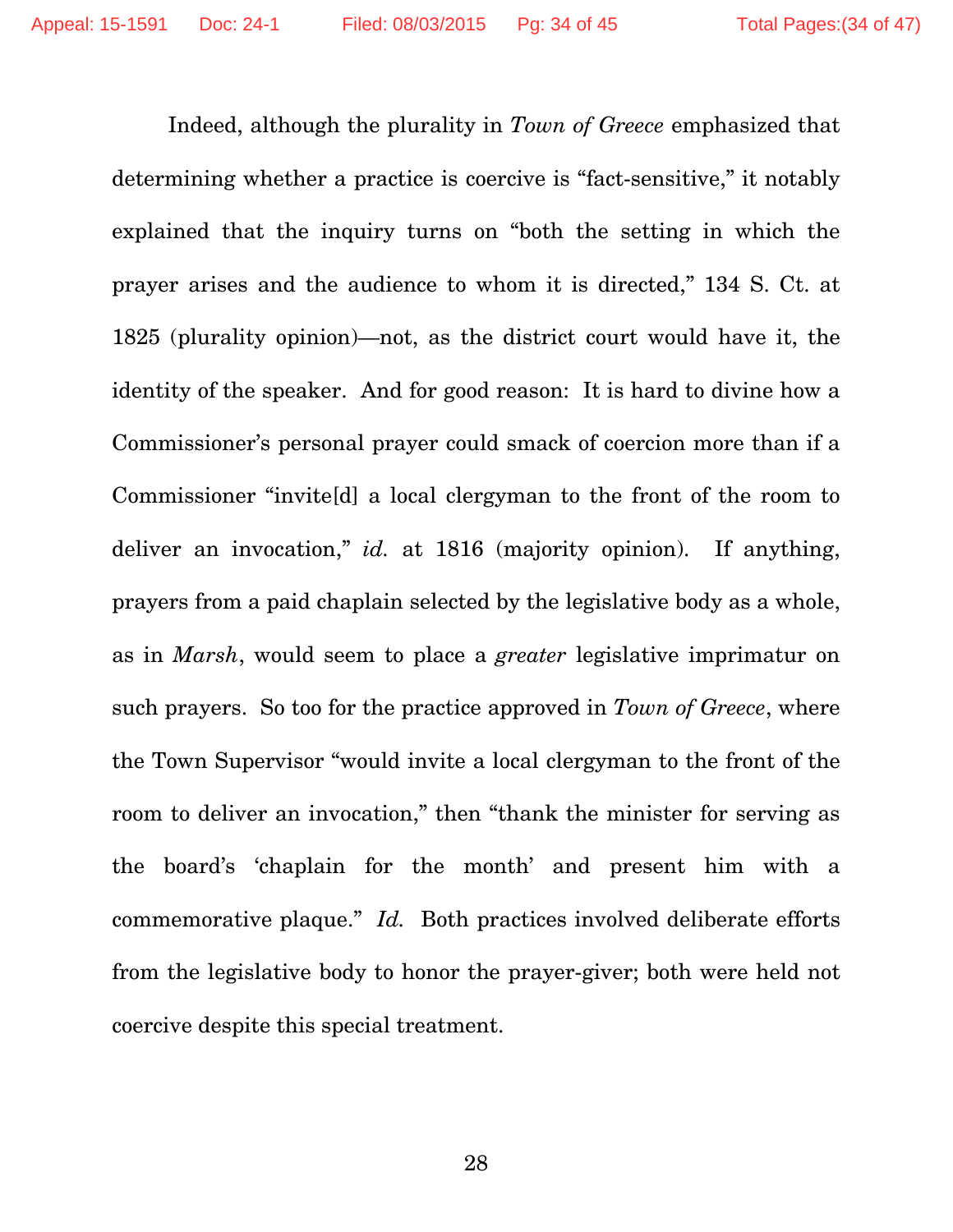Indeed, although the plurality in *Town of Greece* emphasized that determining whether a practice is coercive is "fact-sensitive," it notably explained that the inquiry turns on "both the setting in which the prayer arises and the audience to whom it is directed," 134 S. Ct. at 1825 (plurality opinion)—not, as the district court would have it, the identity of the speaker. And for good reason: It is hard to divine how a Commissioner's personal prayer could smack of coercion more than if a Commissioner "invite[d] a local clergyman to the front of the room to deliver an invocation," *id.* at 1816 (majority opinion). If anything, prayers from a paid chaplain selected by the legislative body as a whole, as in *Marsh*, would seem to place a *greater* legislative imprimatur on such prayers. So too for the practice approved in *Town of Greece*, where the Town Supervisor "would invite a local clergyman to the front of the room to deliver an invocation," then "thank the minister for serving as the board's 'chaplain for the month' and present him with a commemorative plaque." *Id.* Both practices involved deliberate efforts from the legislative body to honor the prayer-giver; both were held not coercive despite this special treatment.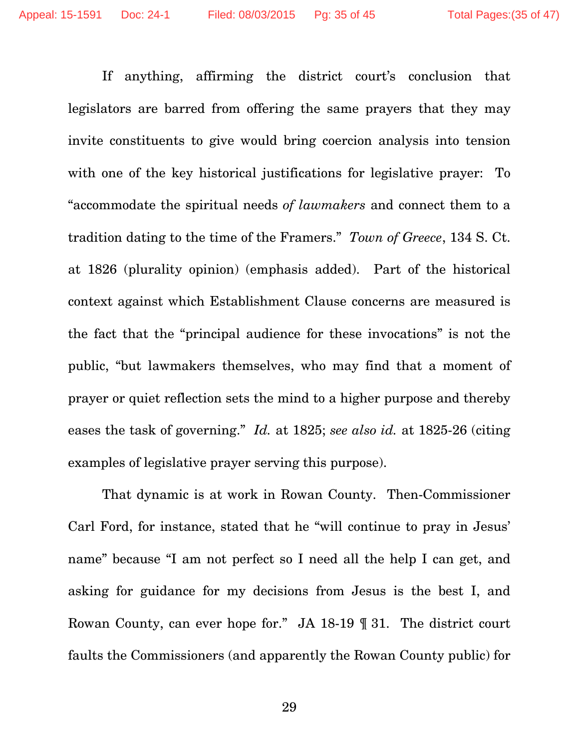If anything, affirming the district court's conclusion that legislators are barred from offering the same prayers that they may invite constituents to give would bring coercion analysis into tension with one of the key historical justifications for legislative prayer: To "accommodate the spiritual needs *of lawmakers* and connect them to a tradition dating to the time of the Framers." *Town of Greece*, 134 S. Ct. at 1826 (plurality opinion) (emphasis added). Part of the historical context against which Establishment Clause concerns are measured is the fact that the "principal audience for these invocations" is not the public, "but lawmakers themselves, who may find that a moment of prayer or quiet reflection sets the mind to a higher purpose and thereby eases the task of governing." *Id.* at 1825; *see also id.* at 1825-26 (citing examples of legislative prayer serving this purpose).

That dynamic is at work in Rowan County. Then-Commissioner Carl Ford, for instance, stated that he "will continue to pray in Jesus' name" because "I am not perfect so I need all the help I can get, and asking for guidance for my decisions from Jesus is the best I, and Rowan County, can ever hope for." JA 18-19 ¶ 31. The district court faults the Commissioners (and apparently the Rowan County public) for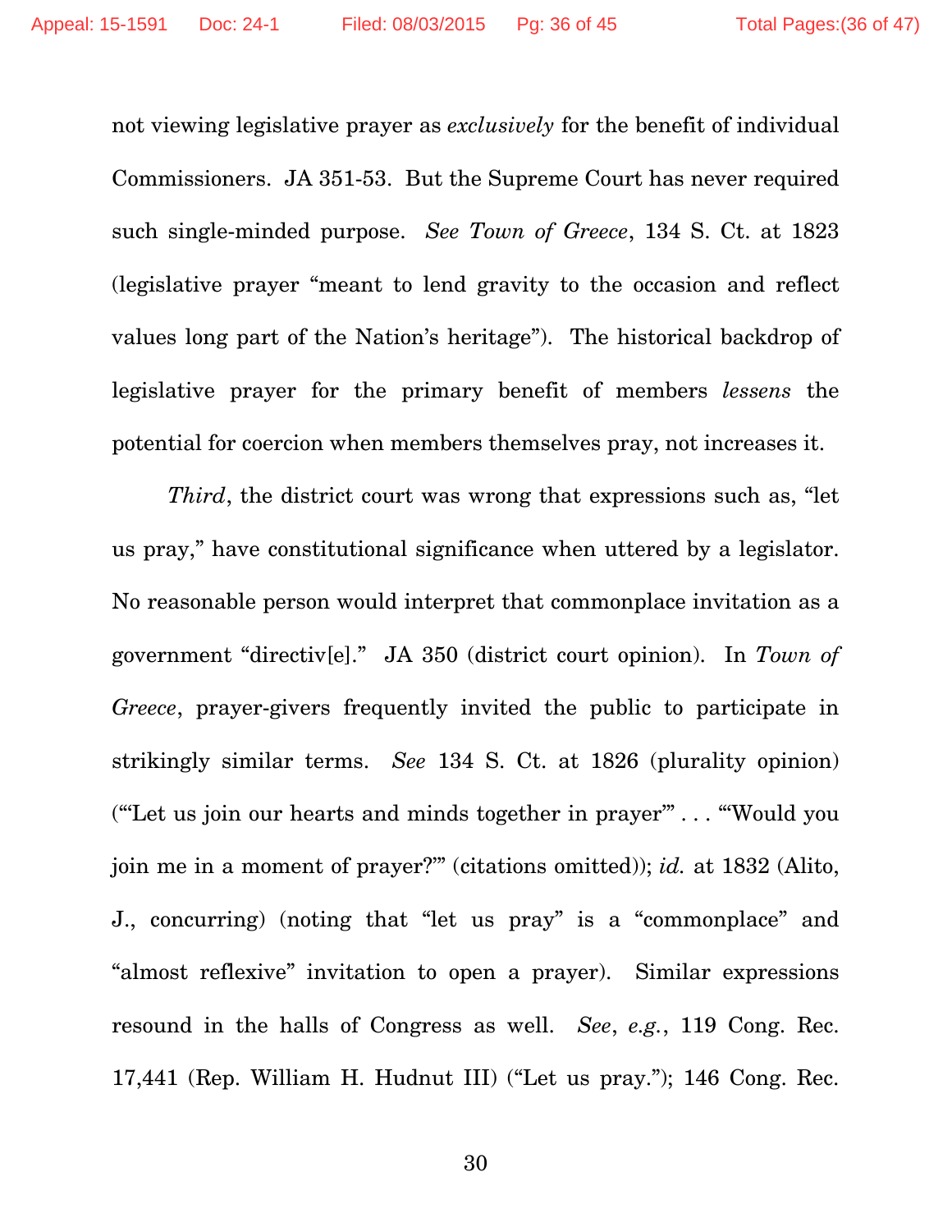not viewing legislative prayer as *exclusively* for the benefit of individual Commissioners. JA 351-53. But the Supreme Court has never required such single-minded purpose. *See Town of Greece*, 134 S. Ct. at 1823 (legislative prayer "meant to lend gravity to the occasion and reflect values long part of the Nation's heritage"). The historical backdrop of legislative prayer for the primary benefit of members *lessens* the potential for coercion when members themselves pray, not increases it.

*Third*, the district court was wrong that expressions such as, "let us pray," have constitutional significance when uttered by a legislator. No reasonable person would interpret that commonplace invitation as a government "directiv[e]." JA 350 (district court opinion). In *Town of Greece*, prayer-givers frequently invited the public to participate in strikingly similar terms. *See* 134 S. Ct. at 1826 (plurality opinion) ("'Let us join our hearts and minds together in prayer'" . . . "'Would you join me in a moment of prayer?'" (citations omitted)); *id.* at 1832 (Alito, J., concurring) (noting that "let us pray" is a "commonplace" and "almost reflexive" invitation to open a prayer). Similar expressions resound in the halls of Congress as well. *See*, *e.g.*, 119 Cong. Rec. 17,441 (Rep. William H. Hudnut III) ("Let us pray."); 146 Cong. Rec.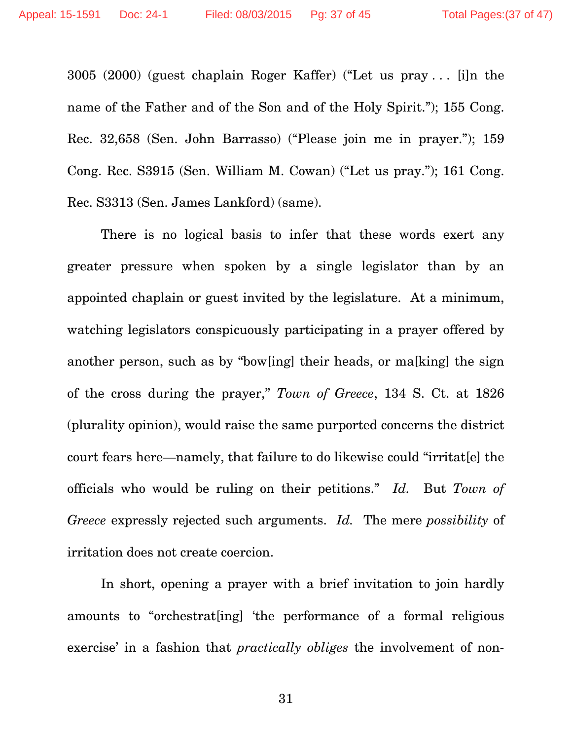3005 (2000) (guest chaplain Roger Kaffer) ("Let us pray . . . [i]n the name of the Father and of the Son and of the Holy Spirit."); 155 Cong. Rec. 32,658 (Sen. John Barrasso) ("Please join me in prayer."); 159 Cong. Rec. S3915 (Sen. William M. Cowan) ("Let us pray."); 161 Cong. Rec. S3313 (Sen. James Lankford) (same).

There is no logical basis to infer that these words exert any greater pressure when spoken by a single legislator than by an appointed chaplain or guest invited by the legislature. At a minimum, watching legislators conspicuously participating in a prayer offered by another person, such as by "bow[ing] their heads, or ma[king] the sign of the cross during the prayer," *Town of Greece*, 134 S. Ct. at 1826 (plurality opinion), would raise the same purported concerns the district court fears here—namely, that failure to do likewise could "irritat[e] the officials who would be ruling on their petitions." *Id.* But *Town of Greece* expressly rejected such arguments. *Id.* The mere *possibility* of irritation does not create coercion.

In short, opening a prayer with a brief invitation to join hardly amounts to "orchestrat[ing] 'the performance of a formal religious exercise' in a fashion that *practically obliges* the involvement of non-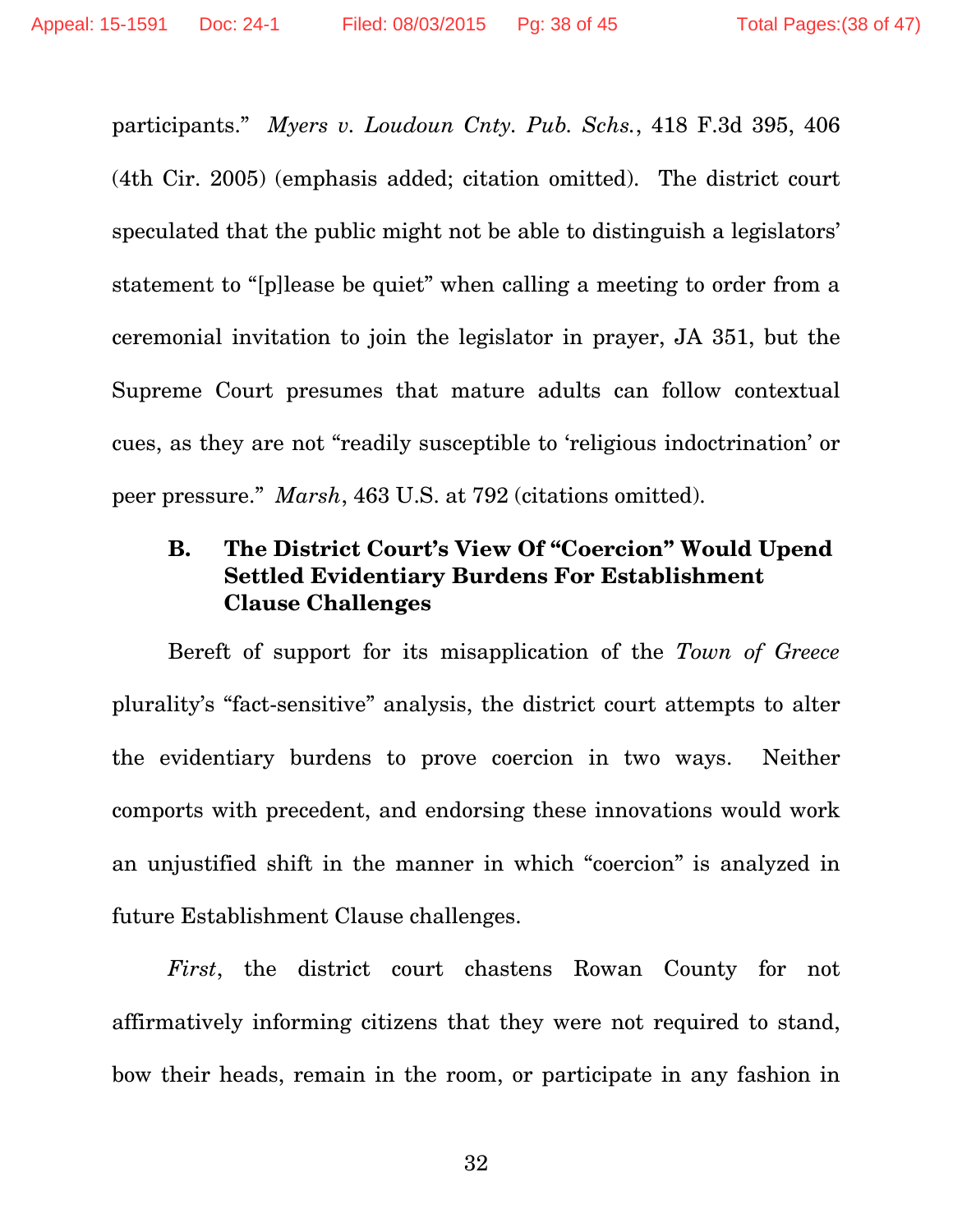participants." *Myers v. Loudoun Cnty. Pub. Schs.*, 418 F.3d 395, 406 (4th Cir. 2005) (emphasis added; citation omitted). The district court speculated that the public might not be able to distinguish a legislators' statement to "[p]lease be quiet" when calling a meeting to order from a ceremonial invitation to join the legislator in prayer, JA 351, but the Supreme Court presumes that mature adults can follow contextual cues, as they are not "readily susceptible to 'religious indoctrination' or peer pressure." *Marsh*, 463 U.S. at 792 (citations omitted).

### B. The District Court's View Of "Coercion" Would Upend Settled Evidentiary Burdens For Establishment Clause Challenges

Bereft of support for its misapplication of the *Town of Greece* plurality's "fact-sensitive" analysis, the district court attempts to alter the evidentiary burdens to prove coercion in two ways. Neither comports with precedent, and endorsing these innovations would work an unjustified shift in the manner in which "coercion" is analyzed in future Establishment Clause challenges.

*First*, the district court chastens Rowan County for not affirmatively informing citizens that they were not required to stand, bow their heads, remain in the room, or participate in any fashion in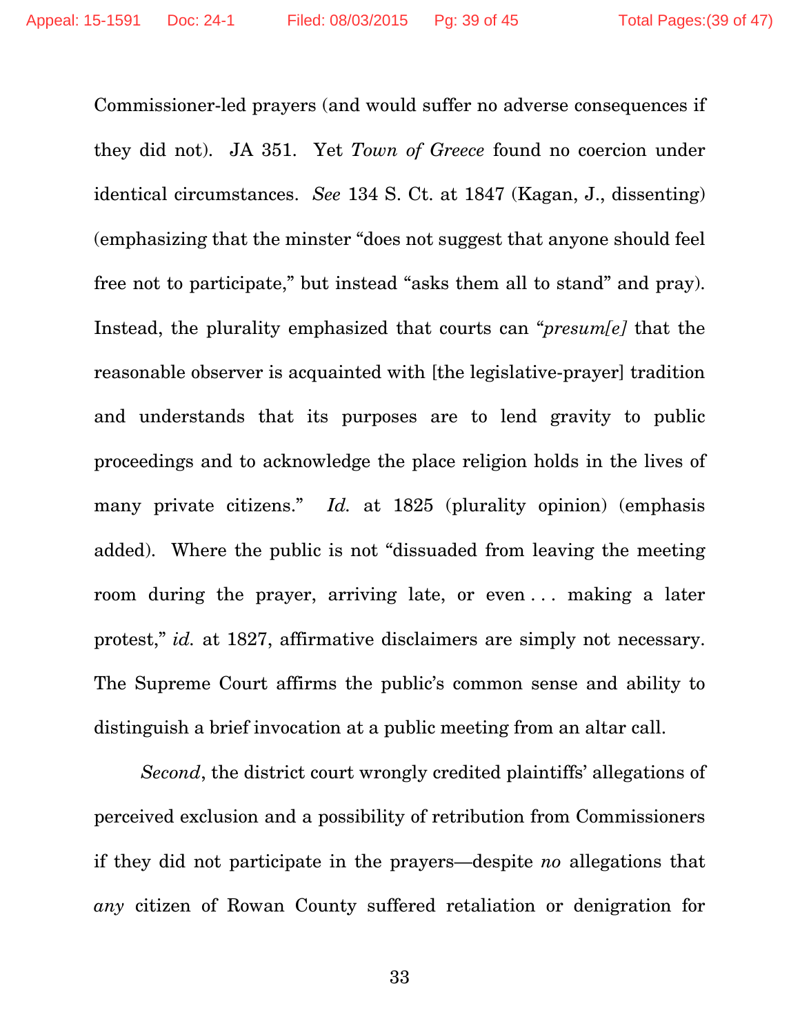Commissioner-led prayers (and would suffer no adverse consequences if they did not). JA 351. Yet *Town of Greece* found no coercion under identical circumstances. *See* 134 S. Ct. at 1847 (Kagan, J., dissenting) (emphasizing that the minster "does not suggest that anyone should feel free not to participate," but instead "asks them all to stand" and pray). Instead, the plurality emphasized that courts can "*presum[e]* that the reasonable observer is acquainted with [the legislative-prayer] tradition and understands that its purposes are to lend gravity to public proceedings and to acknowledge the place religion holds in the lives of many private citizens." *Id.* at 1825 (plurality opinion) (emphasis added). Where the public is not "dissuaded from leaving the meeting room during the prayer, arriving late, or even . . . making a later protest," *id.* at 1827, affirmative disclaimers are simply not necessary. The Supreme Court affirms the public's common sense and ability to distinguish a brief invocation at a public meeting from an altar call.

*Second*, the district court wrongly credited plaintiffs' allegations of perceived exclusion and a possibility of retribution from Commissioners if they did not participate in the prayers—despite *no* allegations that *any* citizen of Rowan County suffered retaliation or denigration for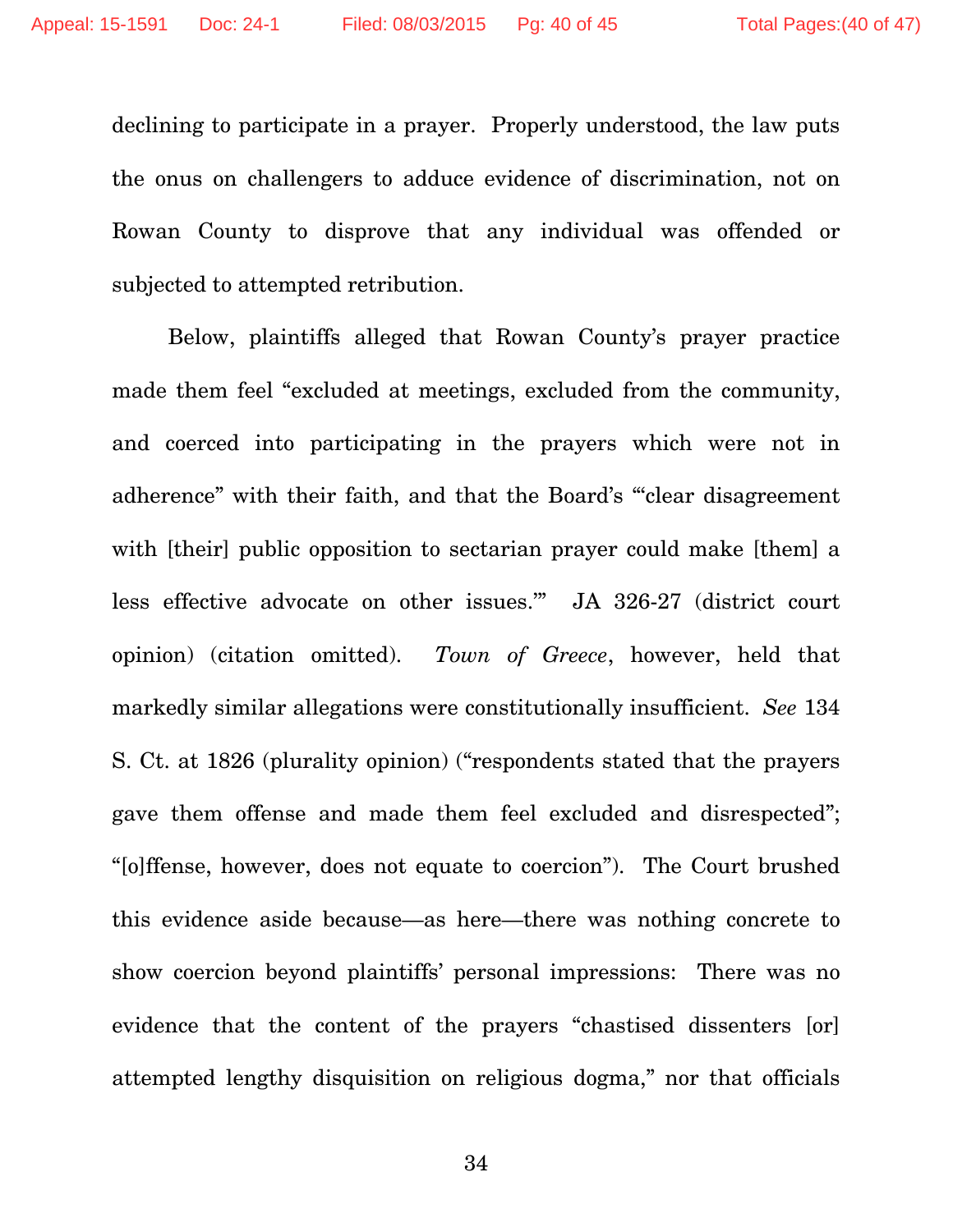declining to participate in a prayer. Properly understood, the law puts the onus on challengers to adduce evidence of discrimination, not on Rowan County to disprove that any individual was offended or subjected to attempted retribution.

Below, plaintiffs alleged that Rowan County's prayer practice made them feel "excluded at meetings, excluded from the community, and coerced into participating in the prayers which were not in adherence" with their faith, and that the Board's "'clear disagreement with [their] public opposition to sectarian prayer could make [them] a less effective advocate on other issues.'" JA 326-27 (district court opinion) (citation omitted). *Town of Greece*, however, held that markedly similar allegations were constitutionally insufficient. *See* 134 S. Ct. at 1826 (plurality opinion) ("respondents stated that the prayers gave them offense and made them feel excluded and disrespected"; "[o]ffense, however, does not equate to coercion"). The Court brushed this evidence aside because—as here—there was nothing concrete to show coercion beyond plaintiffs' personal impressions: There was no evidence that the content of the prayers "chastised dissenters [or] attempted lengthy disquisition on religious dogma," nor that officials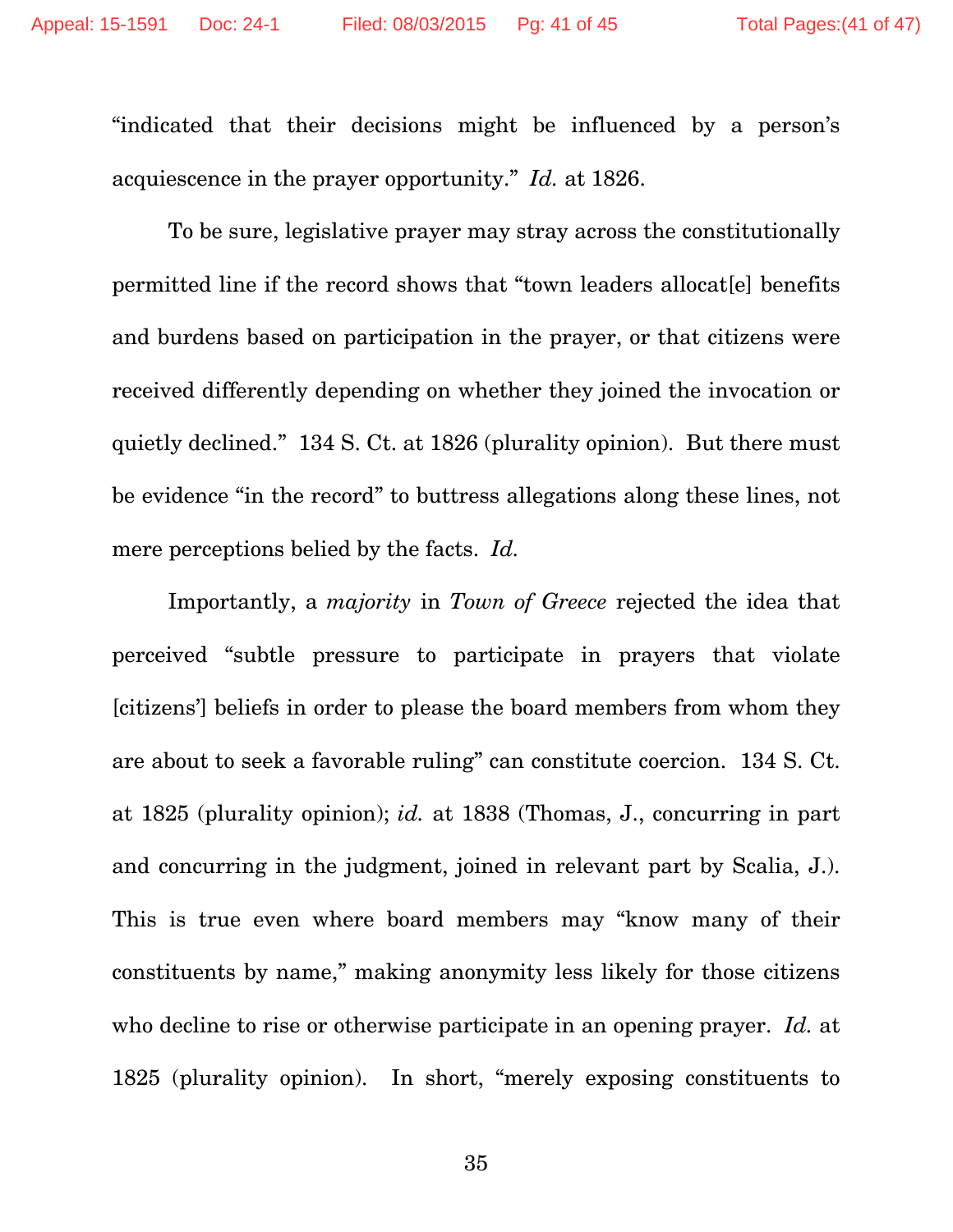"indicated that their decisions might be influenced by a person's acquiescence in the prayer opportunity." *Id.* at 1826.

To be sure, legislative prayer may stray across the constitutionally permitted line if the record shows that "town leaders allocat[e] benefits and burdens based on participation in the prayer, or that citizens were received differently depending on whether they joined the invocation or quietly declined." 134 S. Ct. at 1826 (plurality opinion). But there must be evidence "in the record" to buttress allegations along these lines, not mere perceptions belied by the facts. *Id.*

Importantly, a *majority* in *Town of Greece* rejected the idea that perceived "subtle pressure to participate in prayers that violate [citizens'] beliefs in order to please the board members from whom they are about to seek a favorable ruling" can constitute coercion. 134 S. Ct. at 1825 (plurality opinion); *id.* at 1838 (Thomas, J., concurring in part and concurring in the judgment, joined in relevant part by Scalia, J.). This is true even where board members may "know many of their constituents by name," making anonymity less likely for those citizens who decline to rise or otherwise participate in an opening prayer. *Id.* at 1825 (plurality opinion). In short, "merely exposing constituents to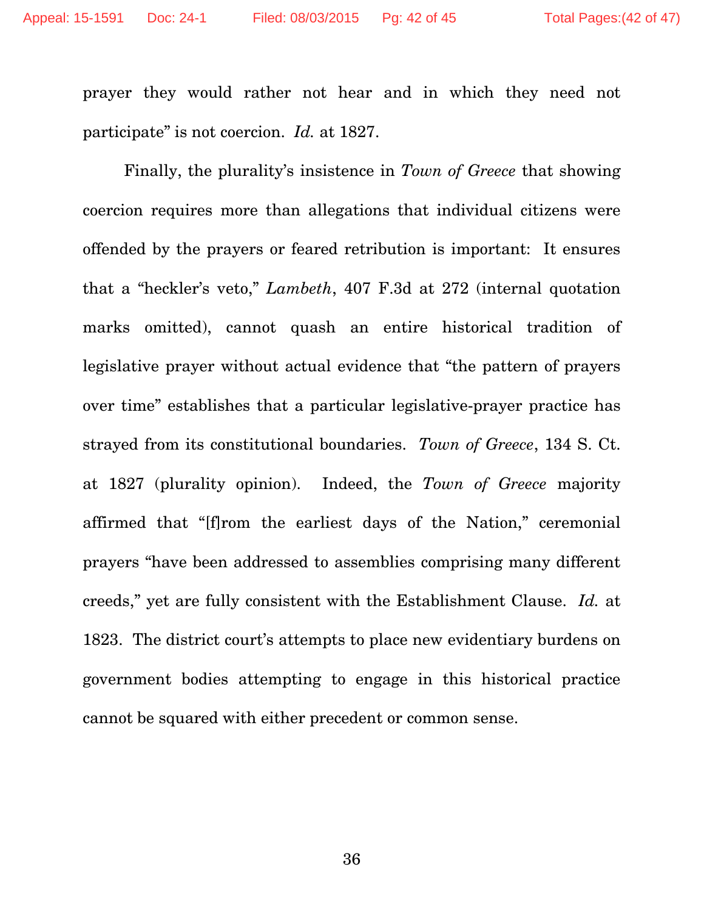prayer they would rather not hear and in which they need not participate" is not coercion. *Id.* at 1827.

Finally, the plurality's insistence in *Town of Greece* that showing coercion requires more than allegations that individual citizens were offended by the prayers or feared retribution is important: It ensures that a "heckler's veto," *Lambeth*, 407 F.3d at 272 (internal quotation marks omitted), cannot quash an entire historical tradition of legislative prayer without actual evidence that "the pattern of prayers over time" establishes that a particular legislative-prayer practice has strayed from its constitutional boundaries. *Town of Greece*, 134 S. Ct. at 1827 (plurality opinion). Indeed, the *Town of Greece* majority affirmed that "[f]rom the earliest days of the Nation," ceremonial prayers "have been addressed to assemblies comprising many different creeds," yet are fully consistent with the Establishment Clause. *Id.* at 1823. The district court's attempts to place new evidentiary burdens on government bodies attempting to engage in this historical practice cannot be squared with either precedent or common sense.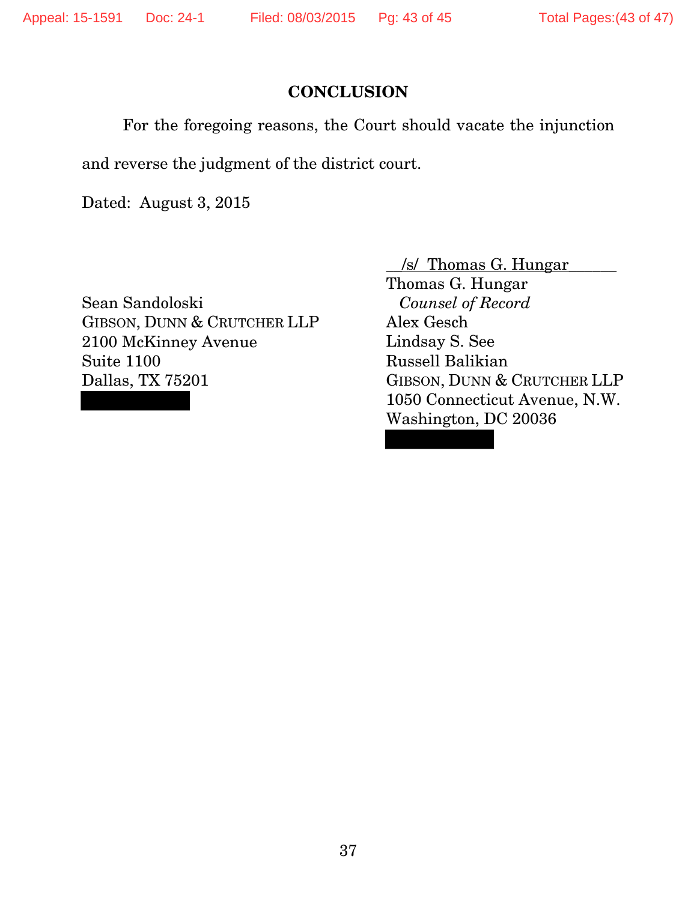## CONCLUSION

For the foregoing reasons, the Court should vacate the injunction and reverse the judgment of the district court.

Dated: August 3, 2015

/s/ Thomas G. Hungar
Thomas G. Hungar
*Counsel of Record*
Alex Gesch
Lindsay S. See
Russell Balikian
GIBSON, DUNN & CRUTCHER LLP
1050 Connecticut Avenue, N.W.
Washington, DC 20036

Sean Sandoloski
GIBSON, DUNN & CRUTCHER LLP
2100 McKinney Avenue
Suite 1100
Dallas, TX 75201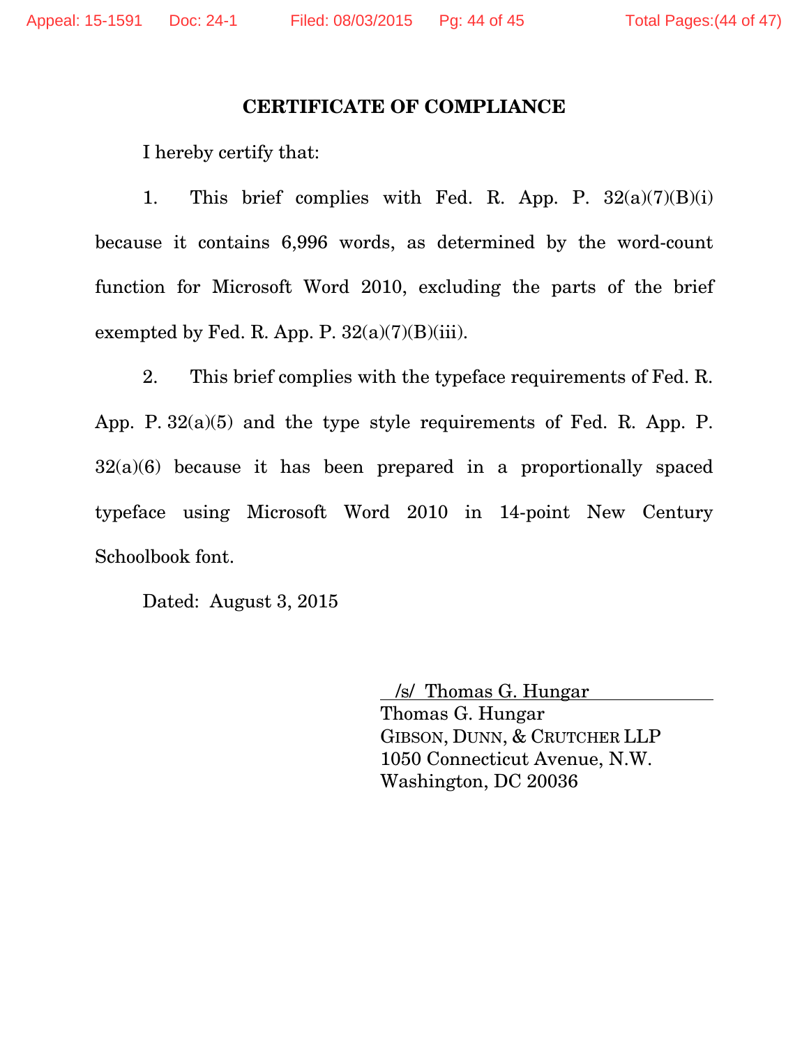## CERTIFICATE OF COMPLIANCE

I hereby certify that:

1. This brief complies with Fed. R. App. P. 32(a)(7)(B)(i) because it contains 6,996 words, as determined by the word-count function for Microsoft Word 2010, excluding the parts of the brief exempted by Fed. R. App. P. 32(a)(7)(B)(iii).

2. This brief complies with the typeface requirements of Fed. R. App. P. 32(a)(5) and the type style requirements of Fed. R. App. P. 32(a)(6) because it has been prepared in a proportionally spaced typeface using Microsoft Word 2010 in 14-point New Century Schoolbook font.

Dated: August 3, 2015

/s/ Thomas G. Hungar
Thomas G. Hungar
GIBSON, DUNN, & CRUTCHER LLP
1050 Connecticut Avenue, N.W.
Washington, DC 20036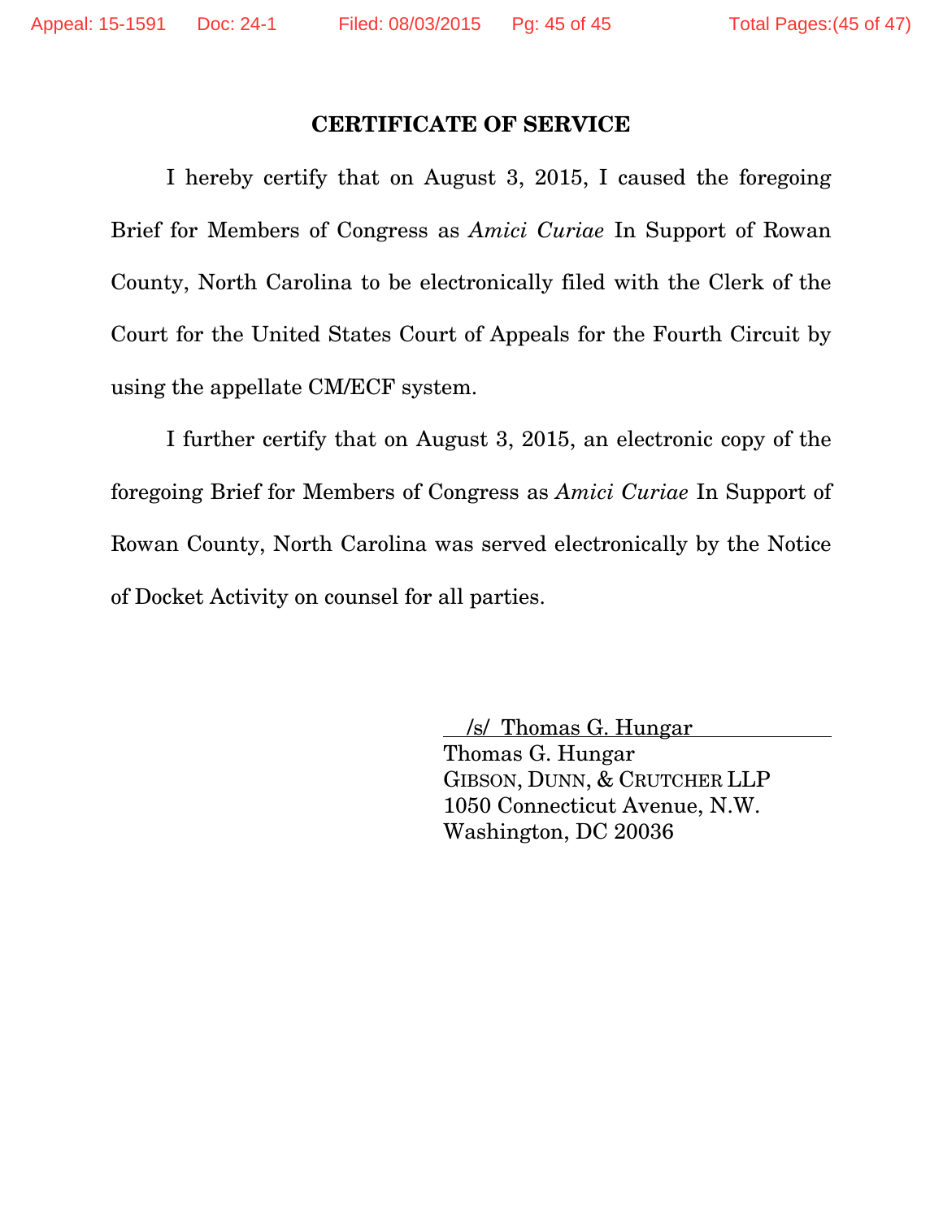## CERTIFICATE OF SERVICE

I hereby certify that on August 3, 2015, I caused the foregoing Brief for Members of Congress as *Amici Curiae* In Support of Rowan County, North Carolina to be electronically filed with the Clerk of the Court for the United States Court of Appeals for the Fourth Circuit by using the appellate CM/ECF system.

I further certify that on August 3, 2015, an electronic copy of the foregoing Brief for Members of Congress as *Amici Curiae* In Support of Rowan County, North Carolina was served electronically by the Notice of Docket Activity on counsel for all parties.

/s/ Thomas G. Hungar
Thomas G. Hungar
GIBSON, DUNN, & CRUTCHER LLP
1050 Connecticut Avenue, N.W.
Washington, DC 20036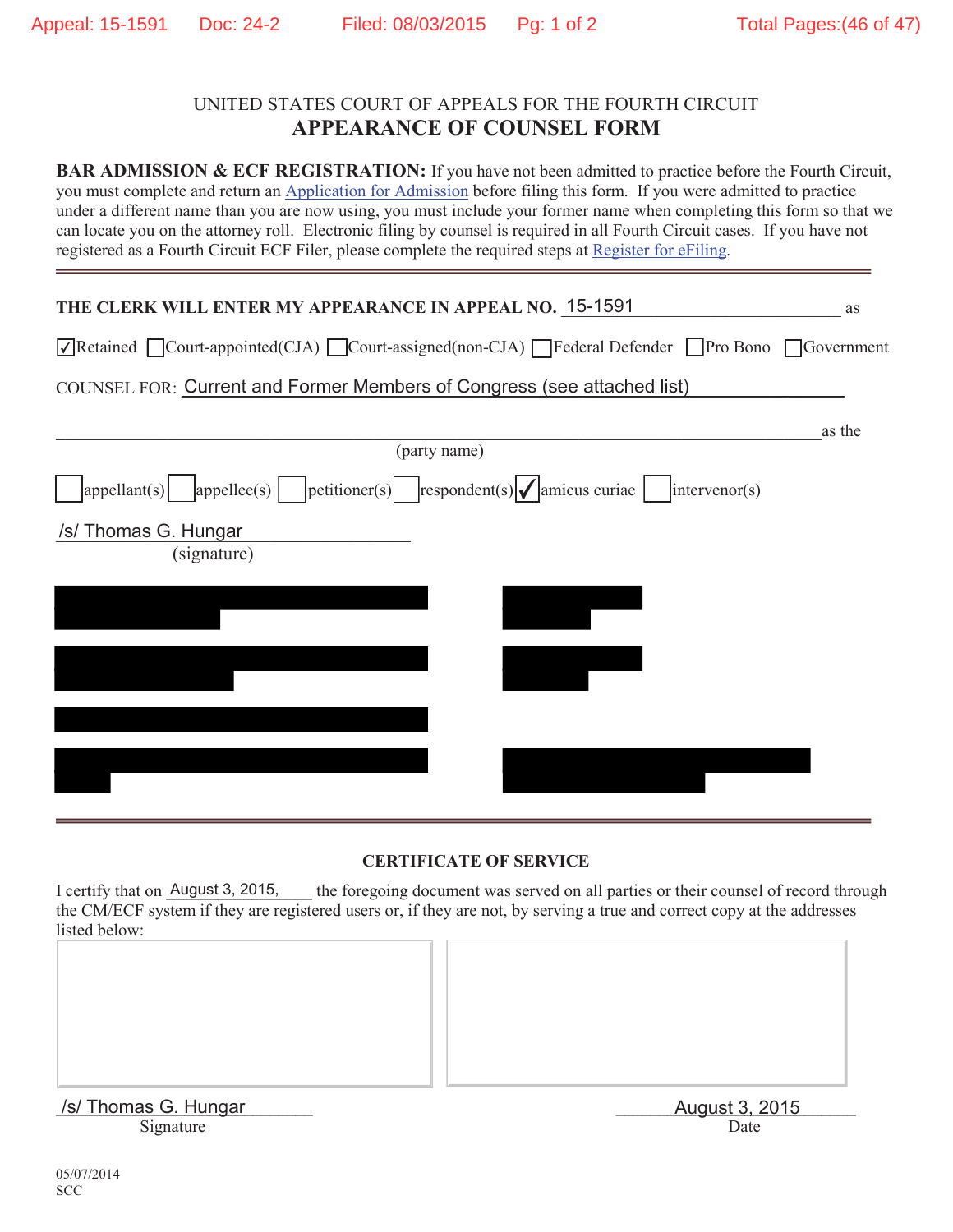UNITED STATES COURT OF APPEALS FOR THE FOURTH CIRCUIT

# APPEARANCE OF COUNSEL FORM

**BAR ADMISSION & ECF REGISTRATION:** If you have not been admitted to practice before the Fourth Circuit, you must complete and return an Application for Admission before filing this form. If you were admitted to practice under a different name than you are now using, you must include your former name when completing this form so that we can locate you on the attorney roll. Electronic filing by counsel is required in all Fourth Circuit cases. If you have not registered as a Fourth Circuit ECF Filer, please complete the required steps at Register for eFiling.

---

**THE CLERK WILL ENTER MY APPEARANCE IN APPEAL NO.** 15-1591 as

☑ Retained ☐ Court-appointed(CJA) ☐ Court-assigned(non-CJA) ☐ Federal Defender ☐ Pro Bono ☐ Government

COUNSEL FOR: Current and Former Members of Congress (see attached list)

\_\_\_\_\_\_\_\_\_\_\_\_\_\_\_\_\_\_\_\_\_\_\_\_\_\_\_\_\_\_\_\_\_\_\_\_\_\_\_\_\_\_\_\_ as the
(party name)

☐ appellant(s) ☐ appellee(s) ☐ petitioner(s) ☐ respondent(s) ☑ amicus curiae ☐ intervenor(s)

/s/ Thomas G. Hungar
(signature)

---

**CERTIFICATE OF SERVICE**

I certify that on August 3, 2015, the foregoing document was served on all parties or their counsel of record through the CM/ECF system if they are registered users or, if they are not, by serving a true and correct copy at the addresses listed below:

/s/ Thomas G. Hungar
Signature

August 3, 2015
Date

05/07/2014
SCC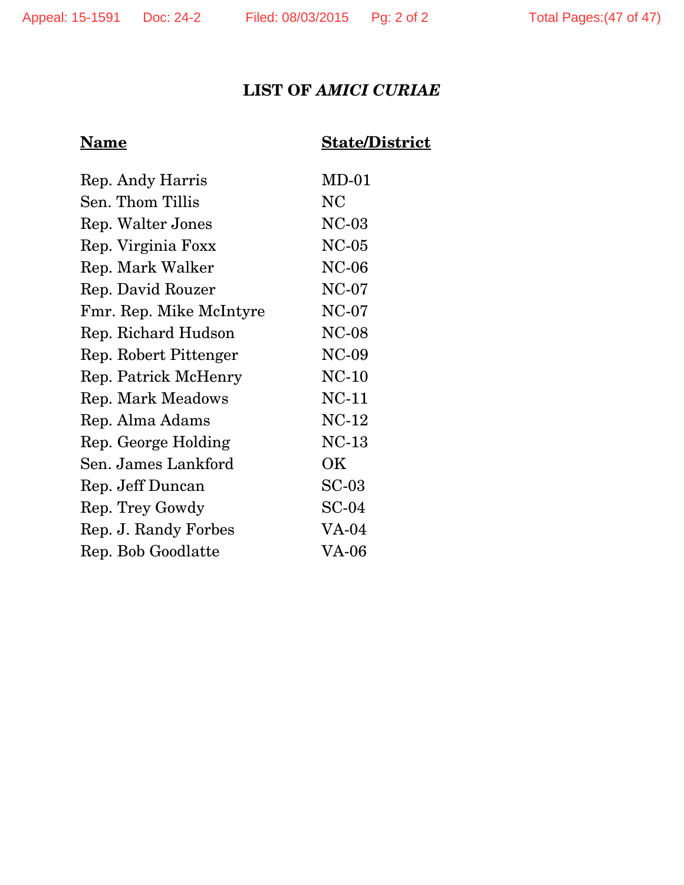# LIST OF *AMICI CURIAE*

| Name | State/District |
|---|---|
| Rep. Andy Harris | MD-01 |
| Sen. Thom Tillis | NC |
| Rep. Walter Jones | NC-03 |
| Rep. Virginia Foxx | NC-05 |
| Rep. Mark Walker | NC-06 |
| Rep. David Rouzer | NC-07 |
| Fmr. Rep. Mike McIntyre | NC-07 |
| Rep. Richard Hudson | NC-08 |
| Rep. Robert Pittenger | NC-09 |
| Rep. Patrick McHenry | NC-10 |
| Rep. Mark Meadows | NC-11 |
| Rep. Alma Adams | NC-12 |
| Rep. George Holding | NC-13 |
| Sen. James Lankford | OK |
| Rep. Jeff Duncan | SC-03 |
| Rep. Trey Gowdy | SC-04 |
| Rep. J. Randy Forbes | VA-04 |
| Rep. Bob Goodlatte | VA-06 |